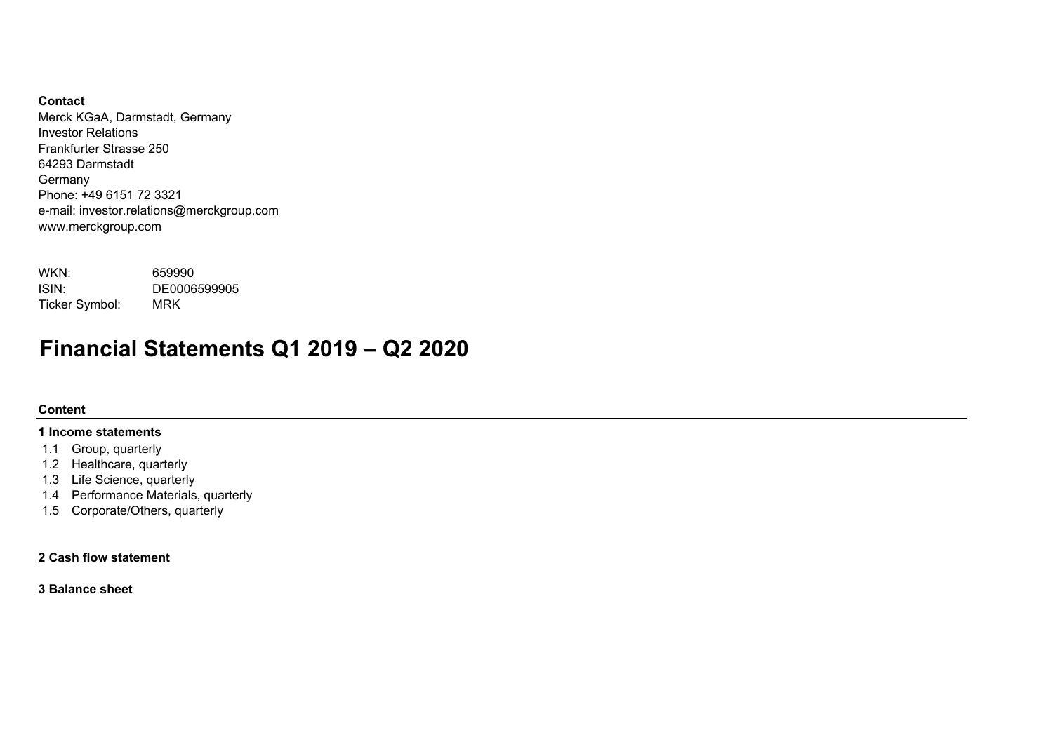**Contact**

Merck KGaA, Darmstadt, Germany
Investor Relations
Frankfurter Strasse 250
64293 Darmstadt
Germany
Phone: +49 6151 72 3321
e-mail: investor.relations@merckgroup.com
www.merckgroup.com

| | |
|---|---|
| WKN: | 659990 |
| ISIN: | DE0006599905 |
| Ticker Symbol: | MRK |

# Financial Statements Q1 2019 – Q2 2020

**Content**

**1 Income statements**

- 1.1 Group, quarterly
- 1.2 Healthcare, quarterly
- 1.3 Life Science, quarterly
- 1.4 Performance Materials, quarterly
- 1.5 Corporate/Others, quarterly

**2 Cash flow statement**

**3 Balance sheet**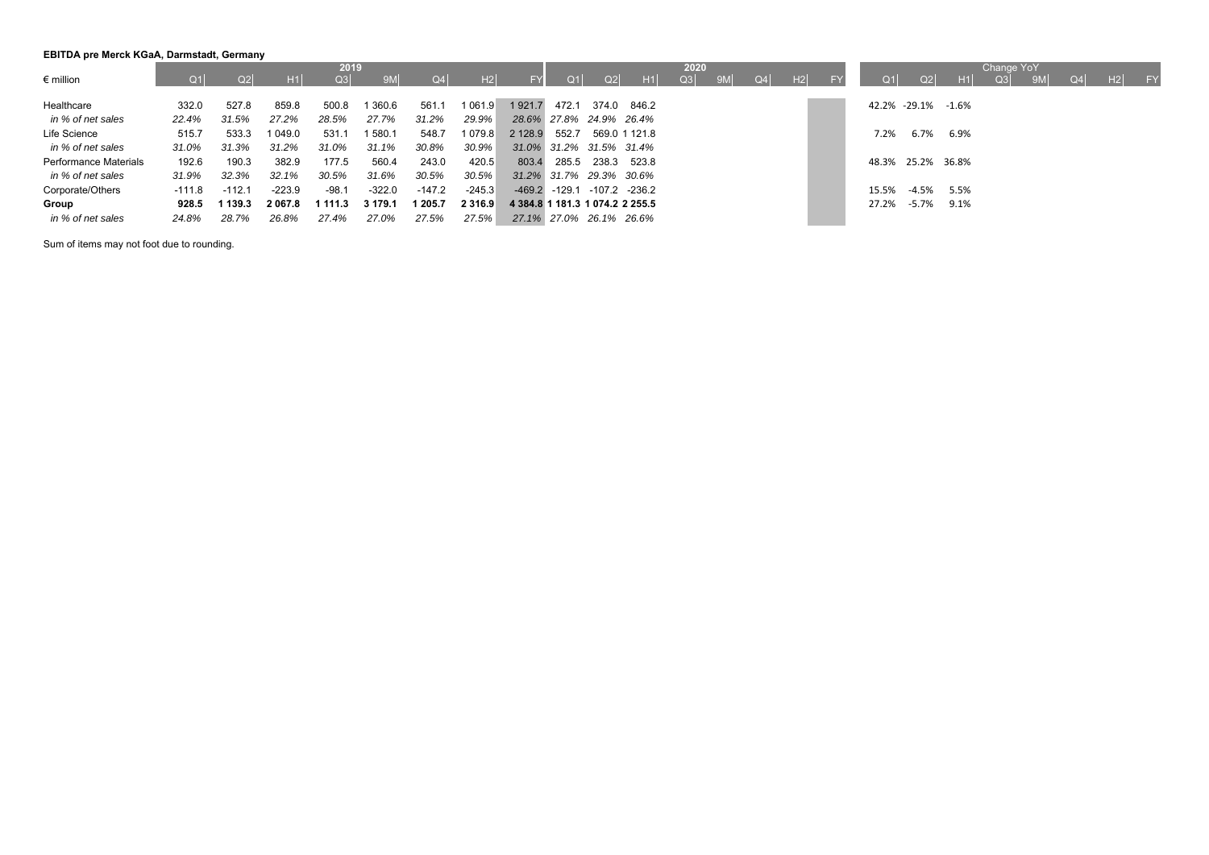**EBITDA pre Merck KGaA, Darmstadt, Germany**

| € million | 2019 | | | | | | | | 2020 | | | | | | | | Change YoY | | | | | | | |
|---|---|---|---|---|---|---|---|---|---|---|---|---|---|---|---|---|---|---|---|---|---|---|---|---|
| | Q1 | Q2 | H1 | Q3 | 9M | Q4 | H2 | FY | Q1 | Q2 | H1 | Q3 | 9M | Q4 | H2 | FY | Q1 | Q2 | H1 | Q3 | 9M | Q4 | H2 | FY |
| Healthcare | 332.0 | 527.8 | 859.8 | 500.8 | 1 360.6 | 561.1 | 1 061.9 | 1 921.7 | 472.1 | 374.0 | 846.2 | | | | | | 42.2% | -29.1% | -1.6% | | | | | |
| *in % of net sales* | *22.4%* | *31.5%* | *27.2%* | *28.5%* | *27.7%* | *31.2%* | *29.9%* | *28.6%* | *27.8%* | *24.9%* | *26.4%* | | | | | | | | | | | | | |
| Life Science | 515.7 | 533.3 | 1 049.0 | 531.1 | 1 580.1 | 548.7 | 1 079.8 | 2 128.9 | 552.7 | 569.0 | 1 121.8 | | | | | | 7.2% | 6.7% | 6.9% | | | | | |
| *in % of net sales* | *31.0%* | *31.3%* | *31.2%* | *31.0%* | *31.1%* | *30.8%* | *30.9%* | *31.0%* | *31.2%* | *31.5%* | *31.4%* | | | | | | | | | | | | | |
| Performance Materials | 192.6 | 190.3 | 382.9 | 177.5 | 560.4 | 243.0 | 420.5 | 803.4 | 285.5 | 238.3 | 523.8 | | | | | | 48.3% | 25.2% | 36.8% | | | | | |
| *in % of net sales* | *31.9%* | *32.3%* | *32.1%* | *30.5%* | *31.6%* | *30.5%* | *30.5%* | *31.2%* | *31.7%* | *29.3%* | *30.6%* | | | | | | | | | | | | | |
| Corporate/Others | -111.8 | -112.1 | -223.9 | -98.1 | -322.0 | -147.2 | -245.3 | -469.2 | -129.1 | -107.2 | -236.2 | | | | | | 15.5% | -4.5% | 5.5% | | | | | |
| **Group** | **928.5** | **1 139.3** | **2 067.8** | **1 111.3** | **3 179.1** | **1 205.7** | **2 316.9** | **4 384.8** | **1 181.3** | **1 074.2** | **2 255.5** | | | | | | 27.2% | -5.7% | 9.1% | | | | | |
| *in % of net sales* | *24.8%* | *28.7%* | *26.8%* | *27.4%* | *27.0%* | *27.5%* | *27.5%* | *27.1%* | *27.0%* | *26.1%* | *26.6%* | | | | | | | | | | | | | |

Sum of items may not foot due to rounding.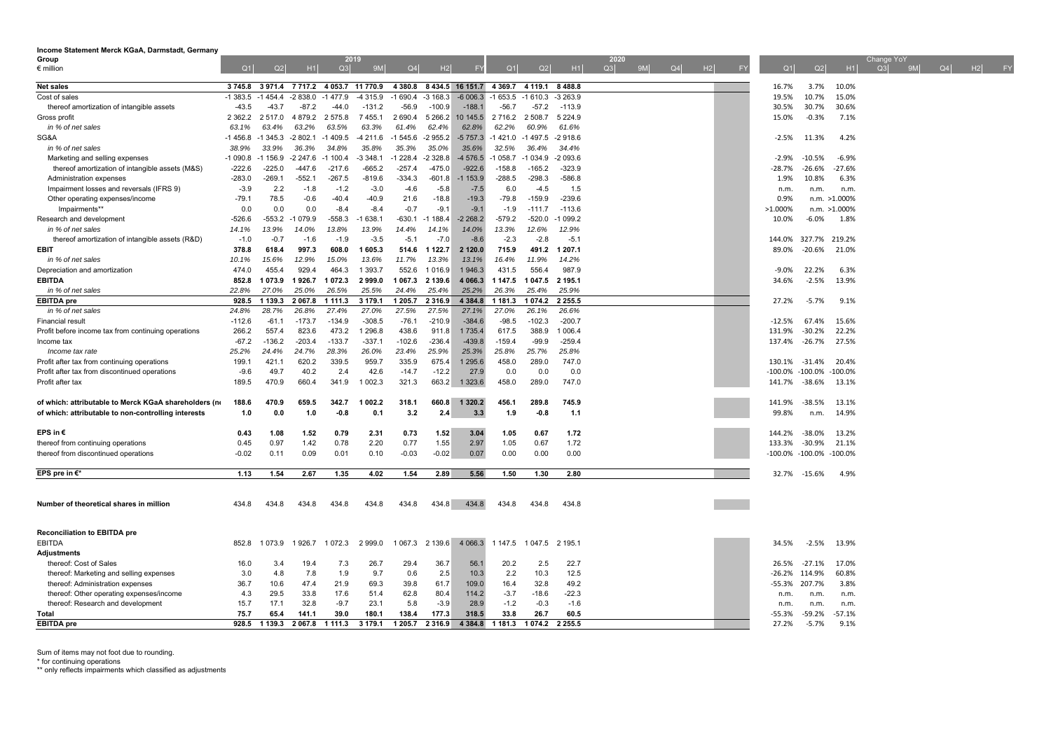**Income Statement Merck KGaA, Darmstadt, Germany**

| Group<br>€ million | 2019 Q1 | Q2 | H1 | Q3 | 9M | Q4 | H2 | FY | 2020 Q1 | Q2 | H1 | Q3 | 9M | Q4 | H2 | FY | Change YoY Q1 | Q2 | H1 | Q3 | 9M | Q4 | H2 | FY |
|---|---|---|---|---|---|---|---|---|---|---|---|---|---|---|---|---|---|---|---|---|---|---|---|---|
| **Net sales** | **3 745.8** | **3 971.4** | **7 717.2** | **4 053.7** | **11 770.9** | **4 380.8** | **8 434.5** | **16 151.7** | **4 369.7** | **4 119.1** | **8 488.8** | | | | | | 16.7% | 3.7% | 10.0% | | | | | |
| Cost of sales | -1 383.5 | -1 454.4 | -2 838.0 | -1 477.9 | -4 315.9 | -1 690.4 | -3 168.3 | -6 006.3 | -1 653.5 | -1 610.3 | -3 263.9 | | | | | | 19.5% | 10.7% | 15.0% | | | | | |
| thereof amortization of intangible assets | -43.5 | -43.7 | -87.2 | -44.0 | -131.2 | -56.9 | -100.9 | -188.1 | -56.7 | -57.2 | -113.9 | | | | | | 30.5% | 30.7% | 30.6% | | | | | |
| Gross profit | 2 362.2 | 2 517.0 | 4 879.2 | 2 575.8 | 7 455.1 | 2 690.4 | 5 266.2 | 10 145.5 | 2 716.2 | 2 508.7 | 5 224.9 | | | | | | 15.0% | -0.3% | 7.1% | | | | | |
| *in % of net sales* | *63.1%* | *63.4%* | *63.2%* | *63.5%* | *63.3%* | *61.4%* | *62.4%* | *62.8%* | *62.2%* | *60.9%* | *61.6%* | | | | | | | | | | | | | |
| SG&A | -1 456.8 | -1 345.3 | -2 802.1 | -1 409.5 | -4 211.6 | -1 545.6 | -2 955.2 | -5 757.3 | -1 421.0 | -1 497.5 | -2 918.6 | | | | | | -2.5% | 11.3% | 4.2% | | | | | |
| *in % of net sales* | *38.9%* | *33.9%* | *36.3%* | *34.8%* | *35.8%* | *35.3%* | *35.0%* | *35.6%* | *32.5%* | *36.4%* | *34.4%* | | | | | | | | | | | | | |
| Marketing and selling expenses | -1 090.8 | -1 156.9 | -2 247.6 | -1 100.4 | -3 348.1 | -1 228.4 | -2 328.8 | -4 576.5 | -1 058.7 | -1 034.9 | -2 093.6 | | | | | | -2.9% | -10.5% | -6.9% | | | | | |
| thereof amortization of intangible assets (M&S) | -222.6 | -225.0 | -447.6 | -217.6 | -665.2 | -257.4 | -475.0 | -922.6 | -158.8 | -165.2 | -323.9 | | | | | | -28.7% | -26.6% | -27.6% | | | | | |
| Administration expenses | -283.0 | -269.1 | -552.1 | -267.5 | -819.6 | -334.3 | -601.8 | -1 153.9 | -288.5 | -298.3 | -586.8 | | | | | | 1.9% | 10.8% | 6.3% | | | | | |
| Impairment losses and reversals (IFRS 9) | -3.9 | 2.2 | -1.8 | -1.2 | -3.0 | -4.6 | -5.8 | -7.5 | 6.0 | -4.5 | 1.5 | | | | | | n.m. | n.m. | n.m. | | | | | |
| Other operating expenses/income | -79.1 | 78.5 | -0.6 | -40.4 | -40.9 | 21.6 | -18.8 | -19.3 | -79.8 | -159.9 | -239.6 | | | | | | 0.9% | n.m. | >1.000% | | | | | |
| Impairments** | 0.0 | 0.0 | 0.0 | -8.4 | -8.4 | -0.7 | -9.1 | -9.1 | -1.9 | -111.7 | -113.6 | | | | | | >1.000% | n.m. | >1.000% | | | | | |
| Research and development | -526.6 | -553.2 | -1 079.9 | -558.3 | -1 638.1 | -630.1 | -1 188.4 | -2 268.2 | -579.2 | -520.0 | -1 099.2 | | | | | | 10.0% | -6.0% | 1.8% | | | | | |
| *in % of net sales* | *14.1%* | *13.9%* | *14.0%* | *13.8%* | *13.9%* | *14.4%* | *14.1%* | *14.0%* | *13.3%* | *12.6%* | *12.9%* | | | | | | | | | | | | | |
| thereof amortization of intangible assets (R&D) | -1.0 | -0.7 | -1.6 | -1.9 | -3.5 | -5.1 | -7.0 | -8.6 | -2.3 | -2.8 | -5.1 | | | | | | 144.0% | 327.7% | 219.2% | | | | | |
| **EBIT** | **378.8** | **618.4** | **997.3** | **608.0** | **1 605.3** | **514.6** | **1 122.7** | **2 120.0** | **715.9** | **491.2** | **1 207.1** | | | | | | 89.0% | -20.6% | 21.0% | | | | | |
| *in % of net sales* | *10.1%* | *15.6%* | *12.9%* | *15.0%* | *13.6%* | *11.7%* | *13.3%* | *13.1%* | *16.4%* | *11.9%* | *14.2%* | | | | | | | | | | | | | |
| Depreciation and amortization | 474.0 | 455.4 | 929.4 | 464.3 | 1 393.7 | 552.6 | 1 016.9 | 1 946.3 | 431.5 | 556.4 | 987.9 | | | | | | -9.0% | 22.2% | 6.3% | | | | | |
| **EBITDA** | **852.8** | **1 073.9** | **1 926.7** | **1 072.3** | **2 999.0** | **1 067.3** | **2 139.6** | **4 066.3** | **1 147.5** | **1 047.5** | **2 195.1** | | | | | | 34.6% | -2.5% | 13.9% | | | | | |
| *in % of net sales* | *22.8%* | *27.0%* | *25.0%* | *26.5%* | *25.5%* | *24.4%* | *25.4%* | *25.2%* | *26.3%* | *25.4%* | *25.9%* | | | | | | | | | | | | | |
| **EBITDA pre** | **928.5** | **1 139.3** | **2 067.8** | **1 111.3** | **3 179.1** | **1 205.7** | **2 316.9** | **4 384.8** | **1 181.3** | **1 074.2** | **2 255.5** | | | | | | 27.2% | -5.7% | 9.1% | | | | | |
| *in % of net sales* | *24.8%* | *28.7%* | *26.8%* | *27.4%* | *27.0%* | *27.5%* | *27.5%* | *27.1%* | *27.0%* | *26.1%* | *26.6%* | | | | | | | | | | | | | |
| Financial result | -112.6 | -61.1 | -173.7 | -134.9 | -308.5 | -76.1 | -210.9 | -384.6 | -98.5 | -102.3 | -200.7 | | | | | | -12.5% | 67.4% | 15.6% | | | | | |
| Profit before income tax from continuing operations | 266.2 | 557.4 | 823.6 | 473.2 | 1 296.8 | 438.6 | 911.8 | 1 735.4 | 617.5 | 388.9 | 1 006.4 | | | | | | 131.9% | -30.2% | 22.2% | | | | | |
| Income tax | -67.2 | -136.2 | -203.4 | -133.7 | -337.1 | -102.6 | -236.4 | -439.8 | -159.4 | -99.9 | -259.4 | | | | | | 137.4% | -26.7% | 27.5% | | | | | |
| *Income tax rate* | *25.2%* | *24.4%* | *24.7%* | *28.3%* | *26.0%* | *23.4%* | *25.9%* | *25.3%* | *25.8%* | *25.7%* | *25.8%* | | | | | | | | | | | | | |
| Profit after tax from continuing operations | 199.1 | 421.1 | 620.2 | 339.5 | 959.7 | 335.9 | 675.4 | 1 295.6 | 458.0 | 289.0 | 747.0 | | | | | | 130.1% | -31.4% | 20.4% | | | | | |
| Profit after tax from discontinued operations | -9.6 | 49.7 | 40.2 | 2.4 | 42.6 | -14.7 | -12.2 | 27.9 | 0.0 | 0.0 | 0.0 | | | | | | -100.0% | -100.0% | -100.0% | | | | | |
| Profit after tax | 189.5 | 470.9 | 660.4 | 341.9 | 1 002.3 | 321.3 | 663.2 | 1 323.6 | 458.0 | 289.0 | 747.0 | | | | | | 141.7% | -38.6% | 13.1% | | | | | |
| **of which: attributable to Merck KGaA shareholders (net income)** | **188.6** | **470.9** | **659.5** | **342.7** | **1 002.2** | **318.1** | **660.8** | **1 320.2** | **456.1** | **289.8** | **745.9** | | | | | | 141.9% | -38.5% | 13.1% | | | | | |
| **of which: attributable to non-controlling interests** | **1.0** | **0.0** | **1.0** | **-0.8** | **0.1** | **3.2** | **2.4** | **3.3** | **1.9** | **-0.8** | **1.1** | | | | | | 99.8% | n.m. | 14.9% | | | | | |
| **EPS in €** | **0.43** | **1.08** | **1.52** | **0.79** | **2.31** | **0.73** | **1.52** | **3.04** | **1.05** | **0.67** | **1.72** | | | | | | 144.2% | -38.0% | 13.2% | | | | | |
| thereof from continuing operations | 0.45 | 0.97 | 1.42 | 0.78 | 2.20 | 0.77 | 1.55 | 2.97 | 1.05 | 0.67 | 1.72 | | | | | | 133.3% | -30.9% | 21.1% | | | | | |
| thereof from discontinued operations | -0.02 | 0.11 | 0.09 | 0.01 | 0.10 | -0.03 | -0.02 | 0.07 | 0.00 | 0.00 | 0.00 | | | | | | -100.0% | -100.0% | -100.0% | | | | | |
| **EPS pre in €*** | **1.13** | **1.54** | **2.67** | **1.35** | **4.02** | **1.54** | **2.89** | **5.56** | **1.50** | **1.30** | **2.80** | | | | | | 32.7% | -15.6% | 4.9% | | | | | |
| **Number of theoretical shares in million** | 434.8 | 434.8 | 434.8 | 434.8 | 434.8 | 434.8 | 434.8 | 434.8 | 434.8 | 434.8 | 434.8 | | | | | | | | | | | | | |
| **Reconciliation to EBITDA pre** | | | | | | | | | | | | | | | | | | | | | | | | |
| EBITDA | 852.8 | 1 073.9 | 1 926.7 | 1 072.3 | 2 999.0 | 1 067.3 | 2 139.6 | 4 066.3 | 1 147.5 | 1 047.5 | 2 195.1 | | | | | | 34.5% | -2.5% | 13.9% | | | | | |
| **Adjustments** | | | | | | | | | | | | | | | | | | | | | | | | |
| thereof: Cost of Sales | 16.0 | 3.4 | 19.4 | 7.3 | 26.7 | 29.4 | 36.7 | 56.1 | 20.2 | 2.5 | 22.7 | | | | | | 26.5% | -27.1% | 17.0% | | | | | |
| thereof: Marketing and selling expenses | 3.0 | 4.8 | 7.8 | 1.9 | 9.7 | 0.6 | 2.5 | 10.3 | 2.2 | 10.3 | 12.5 | | | | | | -26.2% | 114.9% | 60.8% | | | | | |
| thereof: Administration expenses | 36.7 | 10.6 | 47.4 | 21.9 | 69.3 | 39.8 | 61.7 | 109.0 | 16.4 | 32.8 | 49.2 | | | | | | -55.3% | 207.7% | 3.8% | | | | | |
| thereof: Other operating expenses/income | 4.3 | 29.5 | 33.8 | 17.6 | 51.4 | 62.8 | 80.4 | 114.2 | -3.7 | -18.6 | -22.3 | | | | | | n.m. | n.m. | n.m. | | | | | |
| thereof: Research and development | 15.7 | 17.1 | 32.8 | -9.7 | 23.1 | 5.8 | -3.9 | 28.9 | -1.2 | -0.3 | -1.6 | | | | | | n.m. | n.m. | n.m. | | | | | |
| **Total** | **75.7** | **65.4** | **141.1** | **39.0** | **180.1** | **138.4** | **177.3** | **318.5** | **33.8** | **26.7** | **60.5** | | | | | | -55.3% | -59.2% | -57.1% | | | | | |
| **EBITDA pre** | **928.5** | **1 139.3** | **2 067.8** | **1 111.3** | **3 179.1** | **1 205.7** | **2 316.9** | **4 384.8** | **1 181.3** | **1 074.2** | **2 255.5** | | | | | | 27.2% | -5.7% | 9.1% | | | | | |

Sum of items may not foot due to rounding.

* for continuing operations

** only reflects impairments which classified as adjustments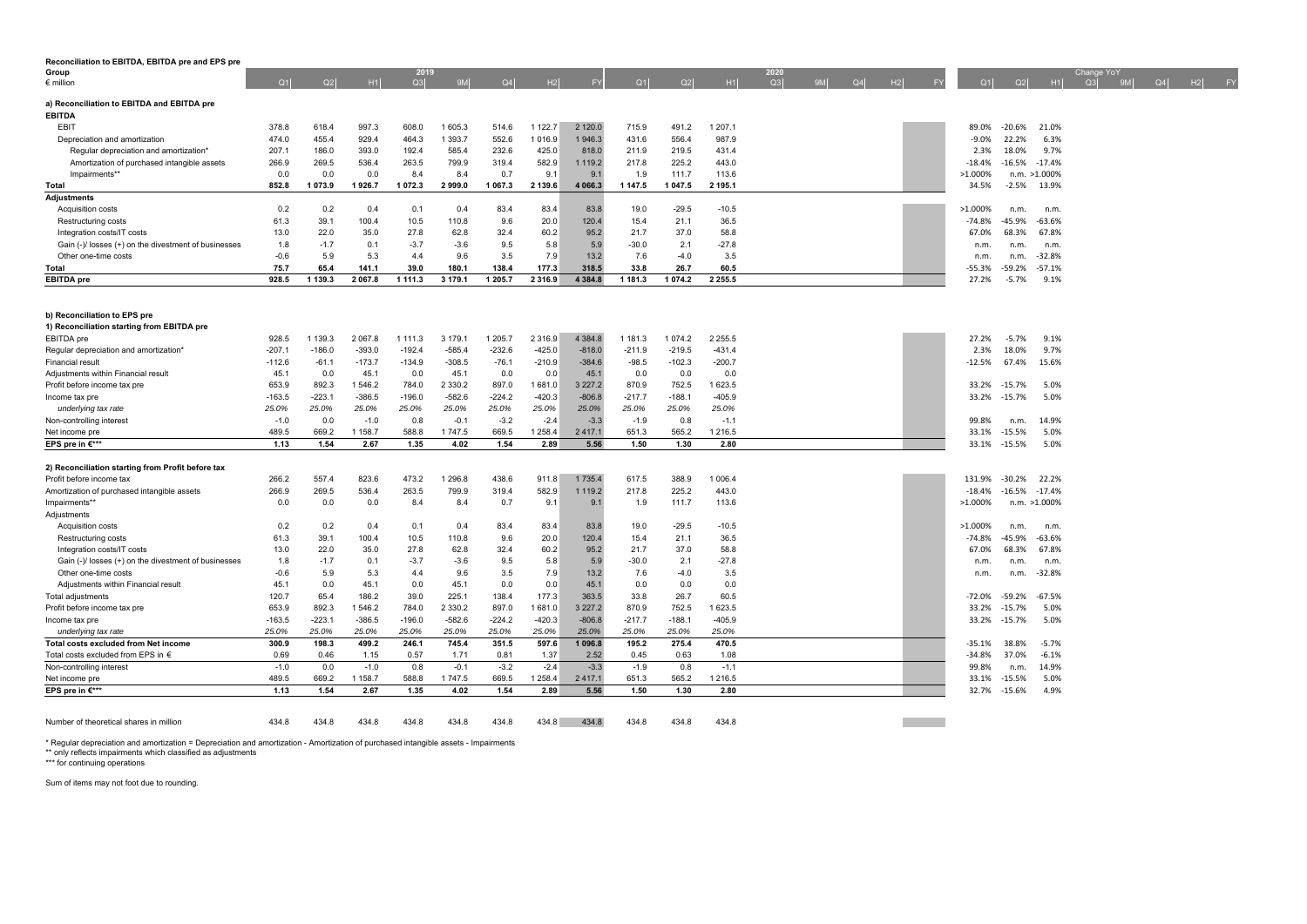**Reconciliation to EBITDA, EBITDA pre and EPS pre**

| Group<br>€ million | 2019 Q1 | Q2 | H1 | Q3 | 9M | Q4 | H2 | FY | 2020 Q1 | Q2 | H1 | Q3 | 9M | Q4 | H2 | FY | Change YoY Q1 | Q2 | H1 | Q3 | 9M | Q4 | H2 | FY |
|---|---|---|---|---|---|---|---|---|---|---|---|---|---|---|---|---|---|---|---|---|---|---|---|---|
| **a) Reconciliation to EBITDA and EBITDA pre** | | | | | | | | | | | | | | | | | | | | | | | | |
| **EBITDA** | | | | | | | | | | | | | | | | | | | | | | | | |
| EBIT | 378.8 | 618.4 | 997.3 | 608.0 | 1 605.3 | 514.6 | 1 122.7 | 2 120.0 | 715.9 | 491.2 | 1 207.1 | | | | | | 89.0% | -20.6% | 21.0% | | | | | |
| Depreciation and amortization | 474.0 | 455.4 | 929.4 | 464.3 | 1 393.7 | 552.6 | 1 016.9 | 1 946.3 | 431.6 | 556.4 | 987.9 | | | | | | -9.0% | 22.2% | 6.3% | | | | | |
| Regular depreciation and amortization* | 207.1 | 186.0 | 393.0 | 192.4 | 585.4 | 232.6 | 425.0 | 818.0 | 211.9 | 219.5 | 431.4 | | | | | | 2.3% | 18.0% | 9.7% | | | | | |
| Amortization of purchased intangible assets | 266.9 | 269.5 | 536.4 | 263.5 | 799.9 | 319.4 | 582.9 | 1 119.2 | 217.8 | 225.2 | 443.0 | | | | | | -18.4% | -16.5% | -17.4% | | | | | |
| Impairments** | 0.0 | 0.0 | 0.0 | 8.4 | 8.4 | 0.7 | 9.1 | 9.1 | 1.9 | 111.7 | 113.6 | | | | | | >1.000% | n.m. | >1.000% | | | | | |
| **Total** | **852.8** | **1 073.9** | **1 926.7** | **1 072.3** | **2 999.0** | **1 067.3** | **2 139.6** | **4 066.3** | **1 147.5** | **1 047.5** | **2 195.1** | | | | | | 34.5% | -2.5% | 13.9% | | | | | |
| **Adjustments** | | | | | | | | | | | | | | | | | | | | | | | | |
| Acquisition costs | 0.2 | 0.2 | 0.4 | 0.1 | 0.4 | 83.4 | 83.4 | 83.8 | 19.0 | -29.5 | -10.5 | | | | | | >1.000% | n.m. | n.m. | | | | | |
| Restructuring costs | 61.3 | 39.1 | 100.4 | 10.5 | 110.8 | 9.6 | 20.0 | 120.4 | 15.4 | 21.1 | 36.5 | | | | | | -74.8% | -45.9% | -63.6% | | | | | |
| Integration costs/IT costs | 13.0 | 22.0 | 35.0 | 27.8 | 62.8 | 32.4 | 60.2 | 95.2 | 21.7 | 37.0 | 58.8 | | | | | | 67.0% | 68.3% | 67.8% | | | | | |
| Gain (-)/ losses (+) on the divestment of businesses | 1.8 | -1.7 | 0.1 | -3.7 | -3.6 | 9.5 | 5.8 | 5.9 | -30.0 | 2.1 | -27.8 | | | | | | n.m. | n.m. | n.m. | | | | | |
| Other one-time costs | -0.6 | 5.9 | 5.3 | 4.4 | 9.6 | 3.5 | 7.9 | 13.2 | 7.6 | -4.0 | 3.5 | | | | | | n.m. | n.m. | -32.8% | | | | | |
| **Total** | **75.7** | **65.4** | **141.1** | **39.0** | **180.1** | **138.4** | **177.3** | **318.5** | **33.8** | **26.7** | **60.5** | | | | | | -55.3% | -59.2% | -57.1% | | | | | |
| **EBITDA pre** | **928.5** | **1 139.3** | **2 067.8** | **1 111.3** | **3 179.1** | **1 205.7** | **2 316.9** | **4 384.8** | **1 181.3** | **1 074.2** | **2 255.5** | | | | | | 27.2% | -5.7% | 9.1% | | | | | |
| **b) Reconciliation to EPS pre** | | | | | | | | | | | | | | | | | | | | | | | | |
| **1) Reconciliation starting from EBITDA pre** | | | | | | | | | | | | | | | | | | | | | | | | |
| EBITDA pre | 928.5 | 1 139.3 | 2 067.8 | 1 111.3 | 3 179.1 | 1 205.7 | 2 316.9 | 4 384.8 | 1 181.3 | 1 074.2 | 2 255.5 | | | | | | 27.2% | -5.7% | 9.1% | | | | | |
| Regular depreciation and amortization* | -207.1 | -186.0 | -393.0 | -192.4 | -585.4 | -232.6 | -425.0 | -818.0 | -211.9 | -219.5 | -431.4 | | | | | | 2.3% | 18.0% | 9.7% | | | | | |
| Financial result | -112.6 | -61.1 | -173.7 | -134.9 | -308.5 | -76.1 | -210.9 | -384.6 | -98.5 | -102.3 | -200.7 | | | | | | -12.5% | 67.4% | 15.6% | | | | | |
| Adjustments within Financial result | 45.1 | 0.0 | 45.1 | 0.0 | 45.1 | 0.0 | 0.0 | 45.1 | 0.0 | 0.0 | 0.0 | | | | | | | | | | | | | |
| Profit before income tax pre | 653.9 | 892.3 | 1 546.2 | 784.0 | 2 330.2 | 897.0 | 1 681.0 | 3 227.2 | 870.9 | 752.5 | 1 623.5 | | | | | | 33.2% | -15.7% | 5.0% | | | | | |
| Income tax pre | -163.5 | -223.1 | -386.5 | -196.0 | -582.6 | -224.2 | -420.3 | -806.8 | -217.7 | -188.1 | -405.9 | | | | | | 33.2% | -15.7% | 5.0% | | | | | |
| *underlying tax rate* | *25.0%* | *25.0%* | *25.0%* | *25.0%* | *25.0%* | *25.0%* | *25.0%* | *25.0%* | *25.0%* | *25.0%* | *25.0%* | | | | | | | | | | | | | |
| Non-controlling interest | -1.0 | 0.0 | -1.0 | 0.8 | -0.1 | -3.2 | -2.4 | -3.3 | -1.9 | 0.8 | -1.1 | | | | | | 99.8% | n.m. | 14.9% | | | | | |
| Net income pre | 489.5 | 669.2 | 1 158.7 | 588.8 | 1 747.5 | 669.5 | 1 258.4 | 2 417.1 | 651.3 | 565.2 | 1 216.5 | | | | | | 33.1% | -15.5% | 5.0% | | | | | |
| **EPS pre in €*** ** | **1.13** | **1.54** | **2.67** | **1.35** | **4.02** | **1.54** | **2.89** | **5.56** | **1.50** | **1.30** | **2.80** | | | | | | 33.1% | -15.5% | 5.0% | | | | | |
| **2) Reconciliation starting from Profit before tax** | | | | | | | | | | | | | | | | | | | | | | | | |
| Profit before income tax | 266.2 | 557.4 | 823.6 | 473.2 | 1 296.8 | 438.6 | 911.8 | 1 735.4 | 617.5 | 388.9 | 1 006.4 | | | | | | 131.9% | -30.2% | 22.2% | | | | | |
| Amortization of purchased intangible assets | 266.9 | 269.5 | 536.4 | 263.5 | 799.9 | 319.4 | 582.9 | 1 119.2 | 217.8 | 225.2 | 443.0 | | | | | | -18.4% | -16.5% | -17.4% | | | | | |
| Impairments** | 0.0 | 0.0 | 0.0 | 8.4 | 8.4 | 0.7 | 9.1 | 9.1 | 1.9 | 111.7 | 113.6 | | | | | | >1.000% | n.m. | >1.000% | | | | | |
| Adjustments | | | | | | | | | | | | | | | | | | | | | | | | |
| Acquisition costs | 0.2 | 0.2 | 0.4 | 0.1 | 0.4 | 83.4 | 83.4 | 83.8 | 19.0 | -29.5 | -10.5 | | | | | | >1.000% | n.m. | n.m. | | | | | |
| Restructuring costs | 61.3 | 39.1 | 100.4 | 10.5 | 110.8 | 9.6 | 20.0 | 120.4 | 15.4 | 21.1 | 36.5 | | | | | | -74.8% | -45.9% | -63.6% | | | | | |
| Integration costs/IT costs | 13.0 | 22.0 | 35.0 | 27.8 | 62.8 | 32.4 | 60.2 | 95.2 | 21.7 | 37.0 | 58.8 | | | | | | 67.0% | 68.3% | 67.8% | | | | | |
| Gain (-)/ losses (+) on the divestment of businesses | 1.8 | -1.7 | 0.1 | -3.7 | -3.6 | 9.5 | 5.8 | 5.9 | -30.0 | 2.1 | -27.8 | | | | | | n.m. | n.m. | n.m. | | | | | |
| Other one-time costs | -0.6 | 5.9 | 5.3 | 4.4 | 9.6 | 3.5 | 7.9 | 13.2 | 7.6 | -4.0 | 3.5 | | | | | | n.m. | n.m. | -32.8% | | | | | |
| Adjustments within Financial result | 45.1 | 0.0 | 45.1 | 0.0 | 45.1 | 0.0 | 0.0 | 45.1 | 0.0 | 0.0 | 0.0 | | | | | | | | | | | | | |
| Total adjustments | 120.7 | 65.4 | 186.2 | 39.0 | 225.1 | 138.4 | 177.3 | 363.5 | 33.8 | 26.7 | 60.5 | | | | | | -72.0% | -59.2% | -67.5% | | | | | |
| Profit before income tax pre | 653.9 | 892.3 | 1 546.2 | 784.0 | 2 330.2 | 897.0 | 1 681.0 | 3 227.2 | 870.9 | 752.5 | 1 623.5 | | | | | | 33.2% | -15.7% | 5.0% | | | | | |
| Income tax pre | -163.5 | -223.1 | -386.5 | -196.0 | -582.6 | -224.2 | -420.3 | -806.8 | -217.7 | -188.1 | -405.9 | | | | | | 33.2% | -15.7% | 5.0% | | | | | |
| *underlying tax rate* | *25.0%* | *25.0%* | *25.0%* | *25.0%* | *25.0%* | *25.0%* | *25.0%* | *25.0%* | *25.0%* | *25.0%* | *25.0%* | | | | | | | | | | | | | |
| **Total costs excluded from Net income** | **300.9** | **198.3** | **499.2** | **246.1** | **745.4** | **351.5** | **597.6** | **1 096.8** | **195.2** | **275.4** | **470.5** | | | | | | -35.1% | 38.8% | -5.7% | | | | | |
| Total costs excluded from EPS in € | 0.69 | 0.46 | 1.15 | 0.57 | 1.71 | 0.81 | 1.37 | 2.52 | 0.45 | 0.63 | 1.08 | | | | | | -34.8% | 37.0% | -6.1% | | | | | |
| Non-controlling interest | -1.0 | 0.0 | -1.0 | 0.8 | -0.1 | -3.2 | -2.4 | -3.3 | -1.9 | 0.8 | -1.1 | | | | | | 99.8% | n.m. | 14.9% | | | | | |
| Net income pre | 489.5 | 669.2 | 1 158.7 | 588.8 | 1 747.5 | 669.5 | 1 258.4 | 2 417.1 | 651.3 | 565.2 | 1 216.5 | | | | | | 33.1% | -15.5% | 5.0% | | | | | |
| **EPS pre in €*** ** | **1.13** | **1.54** | **2.67** | **1.35** | **4.02** | **1.54** | **2.89** | **5.56** | **1.50** | **1.30** | **2.80** | | | | | | 32.7% | -15.6% | 4.9% | | | | | |
| Number of theoretical shares in million | 434.8 | 434.8 | 434.8 | 434.8 | 434.8 | 434.8 | 434.8 | 434.8 | 434.8 | 434.8 | 434.8 | | | | | | | | | | | | | |

\* Regular depreciation and amortization = Depreciation and amortization - Amortization of purchased intangible assets - Impairments
\*\* only reflects impairments which classified as adjustments
\*\*\* for continuing operations

Sum of items may not foot due to rounding.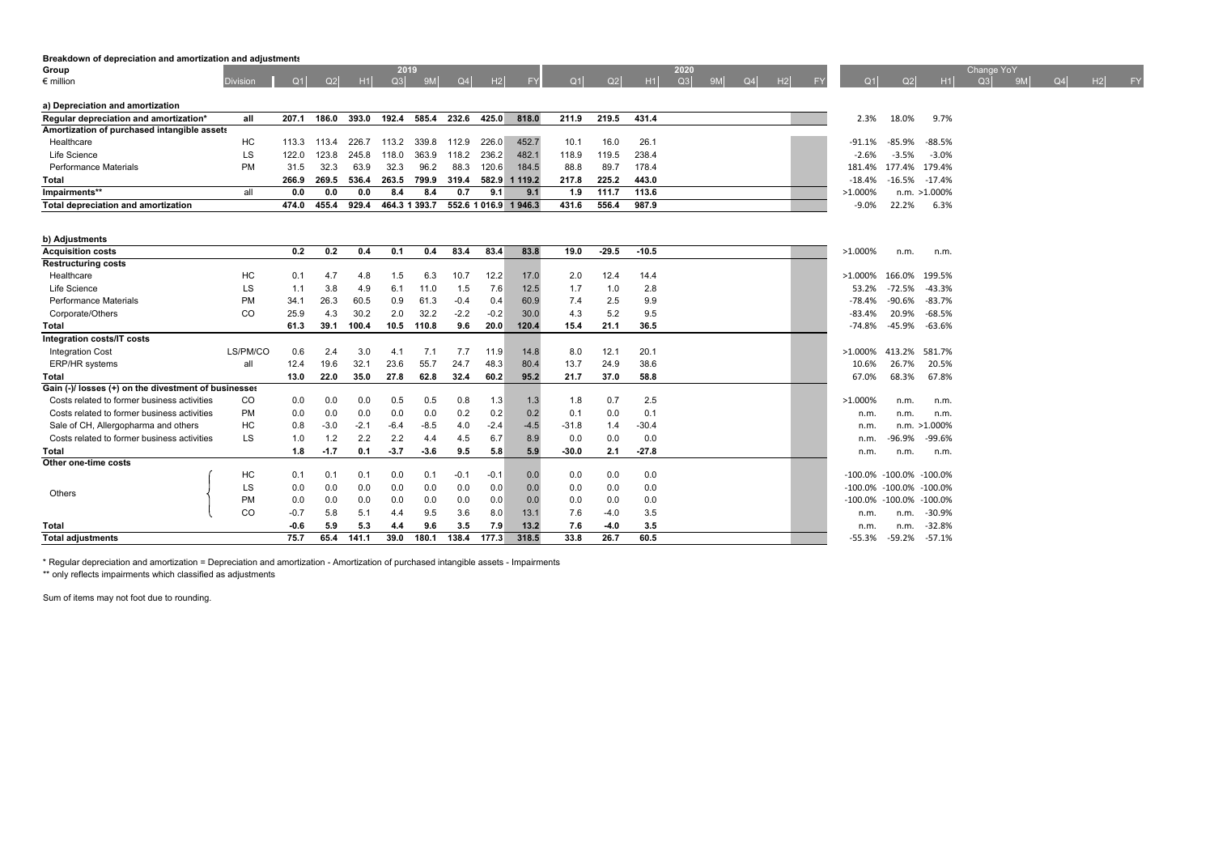**Breakdown of depreciation and amortization and adjustments**

| Group | | 2019 | | | | | | | | 2020 | | | | | | | | | Change YoY | | | | | | | |
|---|---|---|---|---|---|---|---|---|---|---|---|---|---|---|---|---|---|---|---|---|---|---|---|---|---|---|
| € million | Division | Q1 | Q2 | H1 | Q3 | 9M | Q4 | H2 | FY | Q1 | Q2 | H1 | Q3 | 9M | Q4 | H2 | FY | Q1 | Q2 | H1 | Q3 | 9M | Q4 | H2 | FY |
| **a) Depreciation and amortization** | | | | | | | | | | | | | | | | | | | | | | | | | |
| **Regular depreciation and amortization*** | **all** | **207.1** | **186.0** | **393.0** | **192.4** | **585.4** | **232.6** | **425.0** | **818.0** | **211.9** | **219.5** | **431.4** | | | | | | 2.3% | 18.0% | 9.7% | | | | | |
| **Amortization of purchased intangible assets** | | | | | | | | | | | | | | | | | | | | | | | | | |
| Healthcare | HC | 113.3 | 113.4 | 226.7 | 113.2 | 339.8 | 112.9 | 226.0 | 452.7 | 10.1 | 16.0 | 26.1 | | | | | | -91.1% | -85.9% | -88.5% | | | | | |
| Life Science | LS | 122.0 | 123.8 | 245.8 | 118.0 | 363.9 | 118.2 | 236.2 | 482.1 | 118.9 | 119.5 | 238.4 | | | | | | -2.6% | -3.5% | -3.0% | | | | | |
| Performance Materials | PM | 31.5 | 32.3 | 63.9 | 32.3 | 96.2 | 88.3 | 120.6 | 184.5 | 88.8 | 89.7 | 178.4 | | | | | | 181.4% | 177.4% | 179.4% | | | | | |
| **Total** | | **266.9** | **269.5** | **536.4** | **263.5** | **799.9** | **319.4** | **582.9** | **1 119.2** | **217.8** | **225.2** | **443.0** | | | | | | -18.4% | -16.5% | -17.4% | | | | | |
| **Impairments**** | all | **0.0** | **0.0** | **0.0** | **8.4** | **8.4** | **0.7** | **9.1** | **9.1** | **1.9** | **111.7** | **113.6** | | | | | | >1.000% | n.m. | >1.000% | | | | | |
| **Total depreciation and amortization** | | **474.0** | **455.4** | **929.4** | **464.3** | **1 393.7** | **552.6** | **1 016.9** | **1 946.3** | **431.6** | **556.4** | **987.9** | | | | | | -9.0% | 22.2% | 6.3% | | | | | |
| **b) Adjustments** | | | | | | | | | | | | | | | | | | | | | | | | | |
| **Acquisition costs** | | **0.2** | **0.2** | **0.4** | **0.1** | **0.4** | **83.4** | **83.4** | **83.8** | **19.0** | **-29.5** | **-10.5** | | | | | | >1.000% | n.m. | n.m. | | | | | |
| **Restructuring costs** | | | | | | | | | | | | | | | | | | | | | | | | | |
| Healthcare | HC | 0.1 | 4.7 | 4.8 | 1.5 | 6.3 | 10.7 | 12.2 | 17.0 | 2.0 | 12.4 | 14.4 | | | | | | >1.000% | 166.0% | 199.5% | | | | | |
| Life Science | LS | 1.1 | 3.8 | 4.9 | 6.1 | 11.0 | 1.5 | 7.6 | 12.5 | 1.7 | 1.0 | 2.8 | | | | | | 53.2% | -72.5% | -43.3% | | | | | |
| Performance Materials | PM | 34.1 | 26.3 | 60.5 | 0.9 | 61.3 | -0.4 | 0.4 | 60.9 | 7.4 | 2.5 | 9.9 | | | | | | -78.4% | -90.6% | -83.7% | | | | | |
| Corporate/Others | CO | 25.9 | 4.3 | 30.2 | 2.0 | 32.2 | -2.2 | -0.2 | 30.0 | 4.3 | 5.2 | 9.5 | | | | | | -83.4% | 20.9% | -68.5% | | | | | |
| **Total** | | **61.3** | **39.1** | **100.4** | **10.5** | **110.8** | **9.6** | **20.0** | **120.4** | **15.4** | **21.1** | **36.5** | | | | | | -74.8% | -45.9% | -63.6% | | | | | |
| **Integration costs/IT costs** | | | | | | | | | | | | | | | | | | | | | | | | | |
| Integration Cost | LS/PM/CO | 0.6 | 2.4 | 3.0 | 4.1 | 7.1 | 7.7 | 11.9 | 14.8 | 8.0 | 12.1 | 20.1 | | | | | | >1.000% | 413.2% | 581.7% | | | | | |
| ERP/HR systems | all | 12.4 | 19.6 | 32.1 | 23.6 | 55.7 | 24.7 | 48.3 | 80.4 | 13.7 | 24.9 | 38.6 | | | | | | 10.6% | 26.7% | 20.5% | | | | | |
| **Total** | | **13.0** | **22.0** | **35.0** | **27.8** | **62.8** | **32.4** | **60.2** | **95.2** | **21.7** | **37.0** | **58.8** | | | | | | 67.0% | 68.3% | 67.8% | | | | | |
| **Gain (-)/ losses (+) on the divestment of businesses** | | | | | | | | | | | | | | | | | | | | | | | | | |
| Costs related to former business activities | CO | 0.0 | 0.0 | 0.0 | 0.5 | 0.5 | 0.8 | 1.3 | 1.3 | 1.8 | 0.7 | 2.5 | | | | | | >1.000% | n.m. | n.m. | | | | | |
| Costs related to former business activities | PM | 0.0 | 0.0 | 0.0 | 0.0 | 0.0 | 0.2 | 0.2 | 0.2 | 0.1 | 0.0 | 0.1 | | | | | | n.m. | n.m. | n.m. | | | | | |
| Sale of CH, Allergopharma and others | HC | 0.8 | -3.0 | -2.1 | -6.4 | -8.5 | 4.0 | -2.4 | -4.5 | -31.8 | 1.4 | -30.4 | | | | | | n.m. | n.m. | >1.000% | | | | | |
| Costs related to former business activities | LS | 1.0 | 1.2 | 2.2 | 2.2 | 4.4 | 4.5 | 6.7 | 8.9 | 0.0 | 0.0 | 0.0 | | | | | | n.m. | -96.9% | -99.6% | | | | | |
| **Total** | | **1.8** | **-1.7** | **0.1** | **-3.7** | **-3.6** | **9.5** | **5.8** | **5.9** | **-30.0** | **2.1** | **-27.8** | | | | | | n.m. | n.m. | n.m. | | | | | |
| **Other one-time costs** | | | | | | | | | | | | | | | | | | | | | | | | | |
| Others | HC | 0.1 | 0.1 | 0.1 | 0.0 | 0.1 | -0.1 | -0.1 | 0.0 | 0.0 | 0.0 | 0.0 | | | | | | -100.0% | -100.0% | -100.0% | | | | | |
| Others | LS | 0.0 | 0.0 | 0.0 | 0.0 | 0.0 | 0.0 | 0.0 | 0.0 | 0.0 | 0.0 | 0.0 | | | | | | -100.0% | -100.0% | -100.0% | | | | | |
| Others | PM | 0.0 | 0.0 | 0.0 | 0.0 | 0.0 | 0.0 | 0.0 | 0.0 | 0.0 | 0.0 | 0.0 | | | | | | -100.0% | -100.0% | -100.0% | | | | | |
| Others | CO | -0.7 | 5.8 | 5.1 | 4.4 | 9.5 | 3.6 | 8.0 | 13.1 | 7.6 | -4.0 | 3.5 | | | | | | n.m. | n.m. | -30.9% | | | | | |
| **Total** | | **-0.6** | **5.9** | **5.3** | **4.4** | **9.6** | **3.5** | **7.9** | **13.2** | **7.6** | **-4.0** | **3.5** | | | | | | n.m. | n.m. | -32.8% | | | | | |
| **Total adjustments** | | **75.7** | **65.4** | **141.1** | **39.0** | **180.1** | **138.4** | **177.3** | **318.5** | **33.8** | **26.7** | **60.5** | | | | | | -55.3% | -59.2% | -57.1% | | | | | |

\* Regular depreciation and amortization = Depreciation and amortization - Amortization of purchased intangible assets - Impairments

\*\* only reflects impairments which classified as adjustments

Sum of items may not foot due to rounding.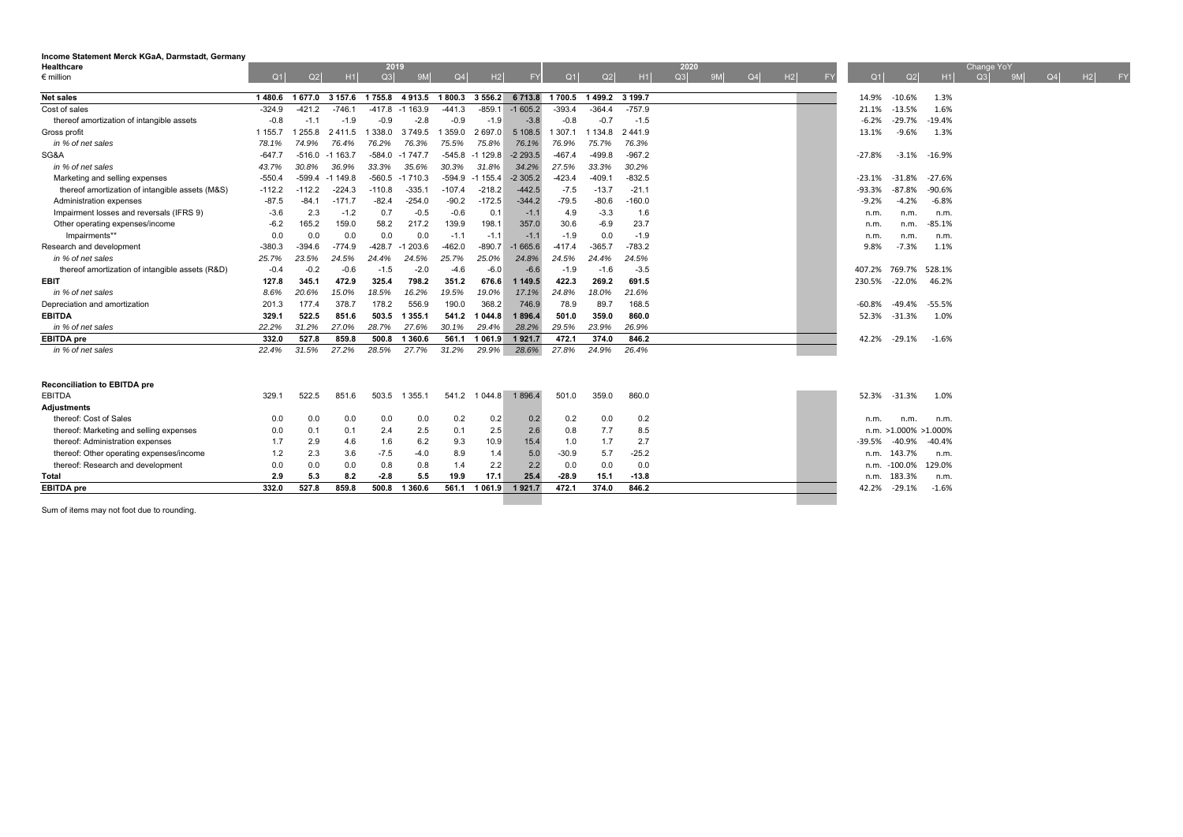**Income Statement Merck KGaA, Darmstadt, Germany**

**Healthcare**

| € million | 2019 Q1 | Q2 | H1 | Q3 | 9M | Q4 | H2 | FY | 2020 Q1 | Q2 | H1 | Q3 | 9M | Q4 | H2 | FY | Change YoY Q1 | Q2 | H1 | Q3 | 9M | Q4 | H2 | FY |
|---|---|---|---|---|---|---|---|---|---|---|---|---|---|---|---|---|---|---|---|---|---|---|---|---|
| **Net sales** | **1 480.6** | **1 677.0** | **3 157.6** | **1 755.8** | **4 913.5** | **1 800.3** | **3 556.2** | **6 713.8** | **1 700.5** | **1 499.2** | **3 199.7** | | | | | | 14.9% | -10.6% | 1.3% | | | | | |
| Cost of sales | -324.9 | -421.2 | -746.1 | -417.8 | -1 163.9 | -441.3 | -859.1 | -1 605.2 | -393.4 | -364.4 | -757.9 | | | | | | 21.1% | -13.5% | 1.6% | | | | | |
| thereof amortization of intangible assets | -0.8 | -1.1 | -1.9 | -0.9 | -2.8 | -0.9 | -1.9 | -3.8 | -0.8 | -0.7 | -1.5 | | | | | | -6.2% | -29.7% | -19.4% | | | | | |
| Gross profit | 1 155.7 | 1 255.8 | 2 411.5 | 1 338.0 | 3 749.5 | 1 359.0 | 2 697.0 | 5 108.5 | 1 307.1 | 1 134.8 | 2 441.9 | | | | | | 13.1% | -9.6% | 1.3% | | | | | |
| *in % of net sales* | *78.1%* | *74.9%* | *76.4%* | *76.2%* | *76.3%* | *75.5%* | *75.8%* | *76.1%* | *76.9%* | *75.7%* | *76.3%* | | | | | | | | | | | | | |
| SG&A | -647.7 | -516.0 | -1 163.7 | -584.0 | -1 747.7 | -545.8 | -1 129.8 | -2 293.5 | -467.4 | -499.8 | -967.2 | | | | | | -27.8% | -3.1% | -16.9% | | | | | |
| *in % of net sales* | *43.7%* | *30.8%* | *36.9%* | *33.3%* | *35.6%* | *30.3%* | *31.8%* | *34.2%* | *27.5%* | *33.3%* | *30.2%* | | | | | | | | | | | | | |
| Marketing and selling expenses | -550.4 | -599.4 | -1 149.8 | -560.5 | -1 710.3 | -594.9 | -1 155.4 | -2 305.2 | -423.4 | -409.1 | -832.5 | | | | | | -23.1% | -31.8% | -27.6% | | | | | |
| thereof amortization of intangible assets (M&S) | -112.2 | -112.2 | -224.3 | -110.8 | -335.1 | -107.4 | -218.2 | -442.5 | -7.5 | -13.7 | -21.1 | | | | | | -93.3% | -87.8% | -90.6% | | | | | |
| Administration expenses | -87.5 | -84.1 | -171.7 | -82.4 | -254.0 | -90.2 | -172.5 | -344.2 | -79.5 | -80.6 | -160.0 | | | | | | -9.2% | -4.2% | -6.8% | | | | | |
| Impairment losses and reversals (IFRS 9) | -3.6 | 2.3 | -1.2 | 0.7 | -0.5 | -0.6 | 0.1 | -1.1 | 4.9 | -3.3 | 1.6 | | | | | | n.m. | n.m. | n.m. | | | | | |
| Other operating expenses/income | -6.2 | 165.2 | 159.0 | 58.2 | 217.2 | 139.9 | 198.1 | 357.0 | 30.6 | -6.9 | 23.7 | | | | | | n.m. | n.m. | -85.1% | | | | | |
| Impairments** | 0.0 | 0.0 | 0.0 | 0.0 | 0.0 | -1.1 | -1.1 | -1.1 | -1.9 | 0.0 | -1.9 | | | | | | n.m. | n.m. | n.m. | | | | | |
| Research and development | -380.3 | -394.6 | -774.9 | -428.7 | -1 203.6 | -462.0 | -890.7 | -1 665.6 | -417.4 | -365.7 | -783.2 | | | | | | 9.8% | -7.3% | 1.1% | | | | | |
| *in % of net sales* | *25.7%* | *23.5%* | *24.5%* | *24.4%* | *24.5%* | *25.7%* | *25.0%* | *24.8%* | *24.5%* | *24.4%* | *24.5%* | | | | | | | | | | | | | |
| thereof amortization of intangible assets (R&D) | -0.4 | -0.2 | -0.6 | -1.5 | -2.0 | -4.6 | -6.0 | -6.6 | -1.9 | -1.6 | -3.5 | | | | | | 407.2% | 769.7% | 528.1% | | | | | |
| **EBIT** | **127.8** | **345.1** | **472.9** | **325.4** | **798.2** | **351.2** | **676.6** | **1 149.5** | **422.3** | **269.2** | **691.5** | | | | | | 230.5% | -22.0% | 46.2% | | | | | |
| *in % of net sales* | *8.6%* | *20.6%* | *15.0%* | *18.5%* | *16.2%* | *19.5%* | *19.0%* | *17.1%* | *24.8%* | *18.0%* | *21.6%* | | | | | | | | | | | | | |
| Depreciation and amortization | 201.3 | 177.4 | 378.7 | 178.2 | 556.9 | 190.0 | 368.2 | 746.9 | 78.9 | 89.7 | 168.5 | | | | | | -60.8% | -49.4% | -55.5% | | | | | |
| **EBITDA** | **329.1** | **522.5** | **851.6** | **503.5** | **1 355.1** | **541.2** | **1 044.8** | **1 896.4** | **501.0** | **359.0** | **860.0** | | | | | | 52.3% | -31.3% | 1.0% | | | | | |
| *in % of net sales* | *22.2%* | *31.2%* | *27.0%* | *28.7%* | *27.6%* | *30.1%* | *29.4%* | *28.2%* | *29.5%* | *23.9%* | *26.9%* | | | | | | | | | | | | | |
| **EBITDA pre** | **332.0** | **527.8** | **859.8** | **500.8** | **1 360.6** | **561.1** | **1 061.9** | **1 921.7** | **472.1** | **374.0** | **846.2** | | | | | | 42.2% | -29.1% | -1.6% | | | | | |
| *in % of net sales* | *22.4%* | *31.5%* | *27.2%* | *28.5%* | *27.7%* | *31.2%* | *29.9%* | *28.6%* | *27.8%* | *24.9%* | *26.4%* | | | | | | | | | | | | | |

**Reconciliation to EBITDA pre**

| € million | 2019 Q1 | Q2 | H1 | Q3 | 9M | Q4 | H2 | FY | 2020 Q1 | Q2 | H1 | Q3 | 9M | Q4 | H2 | FY | Change YoY Q1 | Q2 | H1 | Q3 | 9M | Q4 | H2 | FY |
|---|---|---|---|---|---|---|---|---|---|---|---|---|---|---|---|---|---|---|---|---|---|---|---|---|
| EBITDA | 329.1 | 522.5 | 851.6 | 503.5 | 1 355.1 | 541.2 | 1 044.8 | 1 896.4 | 501.0 | 359.0 | 860.0 | | | | | | 52.3% | -31.3% | 1.0% | | | | | |
| **Adjustments** | | | | | | | | | | | | | | | | | | | | | | | | |
| thereof: Cost of Sales | 0.0 | 0.0 | 0.0 | 0.0 | 0.0 | 0.2 | 0.2 | 0.2 | 0.2 | 0.0 | 0.2 | | | | | | n.m. | n.m. | n.m. | | | | | |
| thereof: Marketing and selling expenses | 0.0 | 0.1 | 0.1 | 2.4 | 2.5 | 0.1 | 2.5 | 2.6 | 0.8 | 7.7 | 8.5 | | | | | | n.m. | >1.000% | >1.000% | | | | | |
| thereof: Administration expenses | 1.7 | 2.9 | 4.6 | 1.6 | 6.2 | 9.3 | 10.9 | 15.4 | 1.0 | 1.7 | 2.7 | | | | | | -39.5% | -40.9% | -40.4% | | | | | |
| thereof: Other operating expenses/income | 1.2 | 2.3 | 3.6 | -7.5 | -4.0 | 8.9 | 1.4 | 5.0 | -30.9 | 5.7 | -25.2 | | | | | | n.m. | 143.7% | n.m. | | | | | |
| thereof: Research and development | 0.0 | 0.0 | 0.0 | 0.8 | 0.8 | 1.4 | 2.2 | 2.2 | 0.0 | 0.0 | 0.0 | | | | | | n.m. | -100.0% | 129.0% | | | | | |
| **Total** | **2.9** | **5.3** | **8.2** | **-2.8** | **5.5** | **19.9** | **17.1** | **25.4** | **-28.9** | **15.1** | **-13.8** | | | | | | n.m. | 183.3% | n.m. | | | | | |
| **EBITDA pre** | **332.0** | **527.8** | **859.8** | **500.8** | **1 360.6** | **561.1** | **1 061.9** | **1 921.7** | **472.1** | **374.0** | **846.2** | | | | | | 42.2% | -29.1% | -1.6% | | | | | |

Sum of items may not foot due to rounding.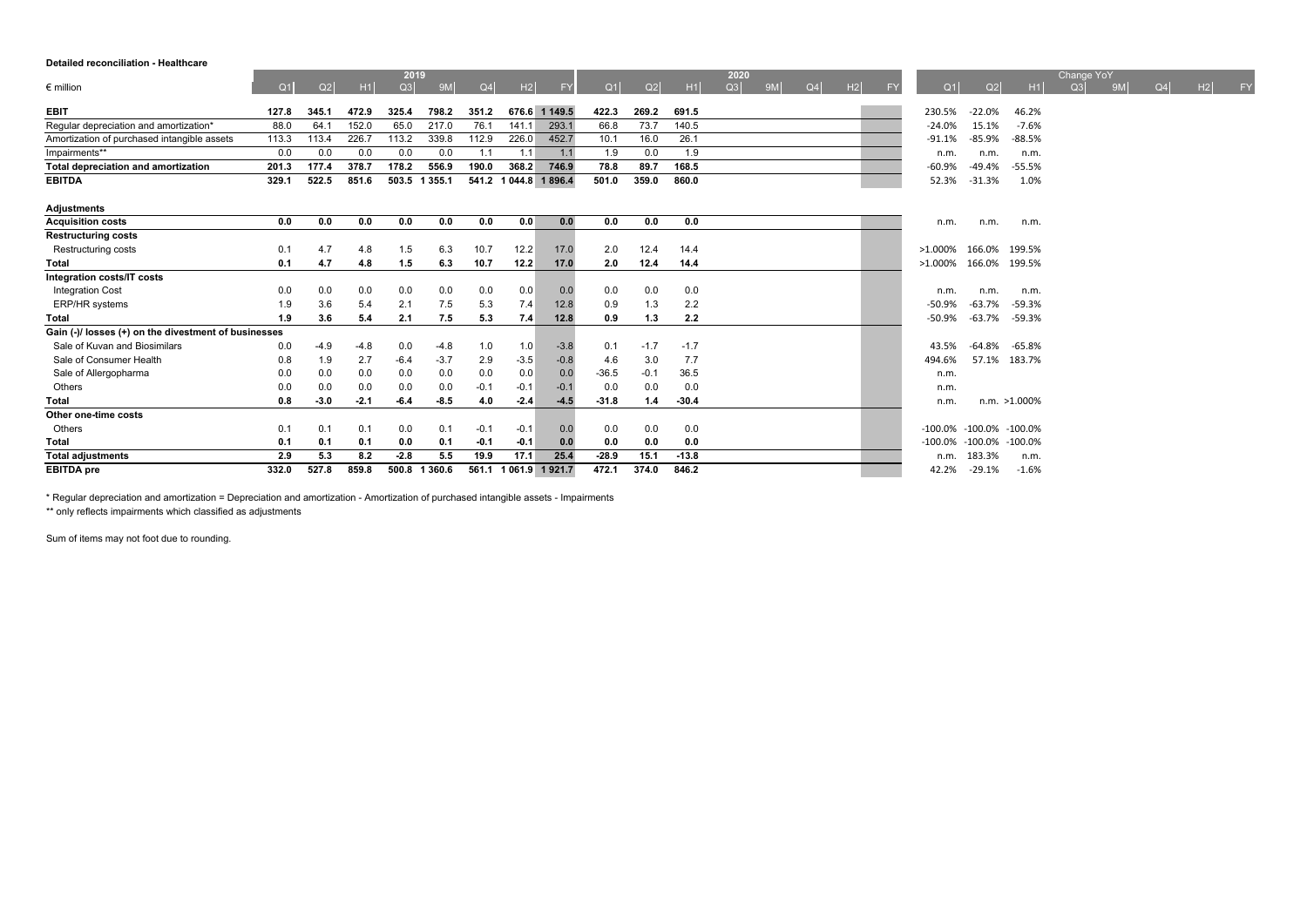**Detailed reconciliation - Healthcare**

| € million | 2019 Q1 | Q2 | H1 | Q3 | 9M | Q4 | H2 | FY | 2020 Q1 | Q2 | H1 | Q3 | 9M | Q4 | H2 | FY | Change YoY Q1 | Q2 | H1 | Q3 | 9M | Q4 | H2 | FY |
|---|---|---|---|---|---|---|---|---|---|---|---|---|---|---|---|---|---|---|---|---|---|---|---|---|
| **EBIT** | **127.8** | **345.1** | **472.9** | **325.4** | **798.2** | **351.2** | **676.6** | **1 149.5** | **422.3** | **269.2** | **691.5** | | | | | | 230.5% | -22.0% | 46.2% | | | | | |
| Regular depreciation and amortization* | 88.0 | 64.1 | 152.0 | 65.0 | 217.0 | 76.1 | 141.1 | 293.1 | 66.8 | 73.7 | 140.5 | | | | | | -24.0% | 15.1% | -7.6% | | | | | |
| Amortization of purchased intangible assets | 113.3 | 113.4 | 226.7 | 113.2 | 339.8 | 112.9 | 226.0 | 452.7 | 10.1 | 16.0 | 26.1 | | | | | | -91.1% | -85.9% | -88.5% | | | | | |
| Impairments** | 0.0 | 0.0 | 0.0 | 0.0 | 0.0 | 1.1 | 1.1 | 1.1 | 1.9 | 0.0 | 1.9 | | | | | | n.m. | n.m. | n.m. | | | | | |
| **Total depreciation and amortization** | **201.3** | **177.4** | **378.7** | **178.2** | **556.9** | **190.0** | **368.2** | **746.9** | **78.8** | **89.7** | **168.5** | | | | | | -60.9% | -49.4% | -55.5% | | | | | |
| **EBITDA** | **329.1** | **522.5** | **851.6** | **503.5** | **1 355.1** | **541.2** | **1 044.8** | **1 896.4** | **501.0** | **359.0** | **860.0** | | | | | | 52.3% | -31.3% | 1.0% | | | | | |
| **Adjustments** | | | | | | | | | | | | | | | | | | | | | | | | |
| **Acquisition costs** | **0.0** | **0.0** | **0.0** | **0.0** | **0.0** | **0.0** | **0.0** | **0.0** | **0.0** | **0.0** | **0.0** | | | | | | n.m. | n.m. | n.m. | | | | | |
| **Restructuring costs** | | | | | | | | | | | | | | | | | | | | | | | | |
| Restructuring costs | 0.1 | 4.7 | 4.8 | 1.5 | 6.3 | 10.7 | 12.2 | 17.0 | 2.0 | 12.4 | 14.4 | | | | | | >1.000% | 166.0% | 199.5% | | | | | |
| **Total** | **0.1** | **4.7** | **4.8** | **1.5** | **6.3** | **10.7** | **12.2** | **17.0** | **2.0** | **12.4** | **14.4** | | | | | | >1.000% | 166.0% | 199.5% | | | | | |
| **Integration costs/IT costs** | | | | | | | | | | | | | | | | | | | | | | | | |
| Integration Cost | 0.0 | 0.0 | 0.0 | 0.0 | 0.0 | 0.0 | 0.0 | 0.0 | 0.0 | 0.0 | 0.0 | | | | | | n.m. | n.m. | n.m. | | | | | |
| ERP/HR systems | 1.9 | 3.6 | 5.4 | 2.1 | 7.5 | 5.3 | 7.4 | 12.8 | 0.9 | 1.3 | 2.2 | | | | | | -50.9% | -63.7% | -59.3% | | | | | |
| **Total** | **1.9** | **3.6** | **5.4** | **2.1** | **7.5** | **5.3** | **7.4** | **12.8** | **0.9** | **1.3** | **2.2** | | | | | | -50.9% | -63.7% | -59.3% | | | | | |
| **Gain (-)/ losses (+) on the divestment of businesses** | | | | | | | | | | | | | | | | | | | | | | | | |
| Sale of Kuvan and Biosimilars | 0.0 | -4.9 | -4.8 | 0.0 | -4.8 | 1.0 | 1.0 | -3.8 | 0.1 | -1.7 | -1.7 | | | | | | 43.5% | -64.8% | -65.8% | | | | | |
| Sale of Consumer Health | 0.8 | 1.9 | 2.7 | -6.4 | -3.7 | 2.9 | -3.5 | -0.8 | 4.6 | 3.0 | 7.7 | | | | | | 494.6% | 57.1% | 183.7% | | | | | |
| Sale of Allergopharma | 0.0 | 0.0 | 0.0 | 0.0 | 0.0 | 0.0 | 0.0 | 0.0 | -36.5 | -0.1 | 36.5 | | | | | | n.m. | | | | | | | |
| Others | 0.0 | 0.0 | 0.0 | 0.0 | 0.0 | -0.1 | -0.1 | -0.1 | 0.0 | 0.0 | 0.0 | | | | | | n.m. | | | | | | | |
| **Total** | **0.8** | **-3.0** | **-2.1** | **-6.4** | **-8.5** | **4.0** | **-2.4** | **-4.5** | **-31.8** | **1.4** | **-30.4** | | | | | | n.m. | n.m. | >1.000% | | | | | |
| **Other one-time costs** | | | | | | | | | | | | | | | | | | | | | | | | |
| Others | 0.1 | 0.1 | 0.1 | 0.0 | 0.1 | -0.1 | -0.1 | 0.0 | 0.0 | 0.0 | 0.0 | | | | | | -100.0% | -100.0% | -100.0% | | | | | |
| **Total** | **0.1** | **0.1** | **0.1** | **0.0** | **0.1** | **-0.1** | **-0.1** | **0.0** | **0.0** | **0.0** | **0.0** | | | | | | -100.0% | -100.0% | -100.0% | | | | | |
| **Total adjustments** | **2.9** | **5.3** | **8.2** | **-2.8** | **5.5** | **19.9** | **17.1** | **25.4** | **-28.9** | **15.1** | **-13.8** | | | | | | n.m. | 183.3% | n.m. | | | | | |
| **EBITDA pre** | **332.0** | **527.8** | **859.8** | **500.8** | **1 360.6** | **561.1** | **1 061.9** | **1 921.7** | **472.1** | **374.0** | **846.2** | | | | | | 42.2% | -29.1% | -1.6% | | | | | |

\* Regular depreciation and amortization = Depreciation and amortization - Amortization of purchased intangible assets - Impairments

\** only reflects impairments which classified as adjustments

Sum of items may not foot due to rounding.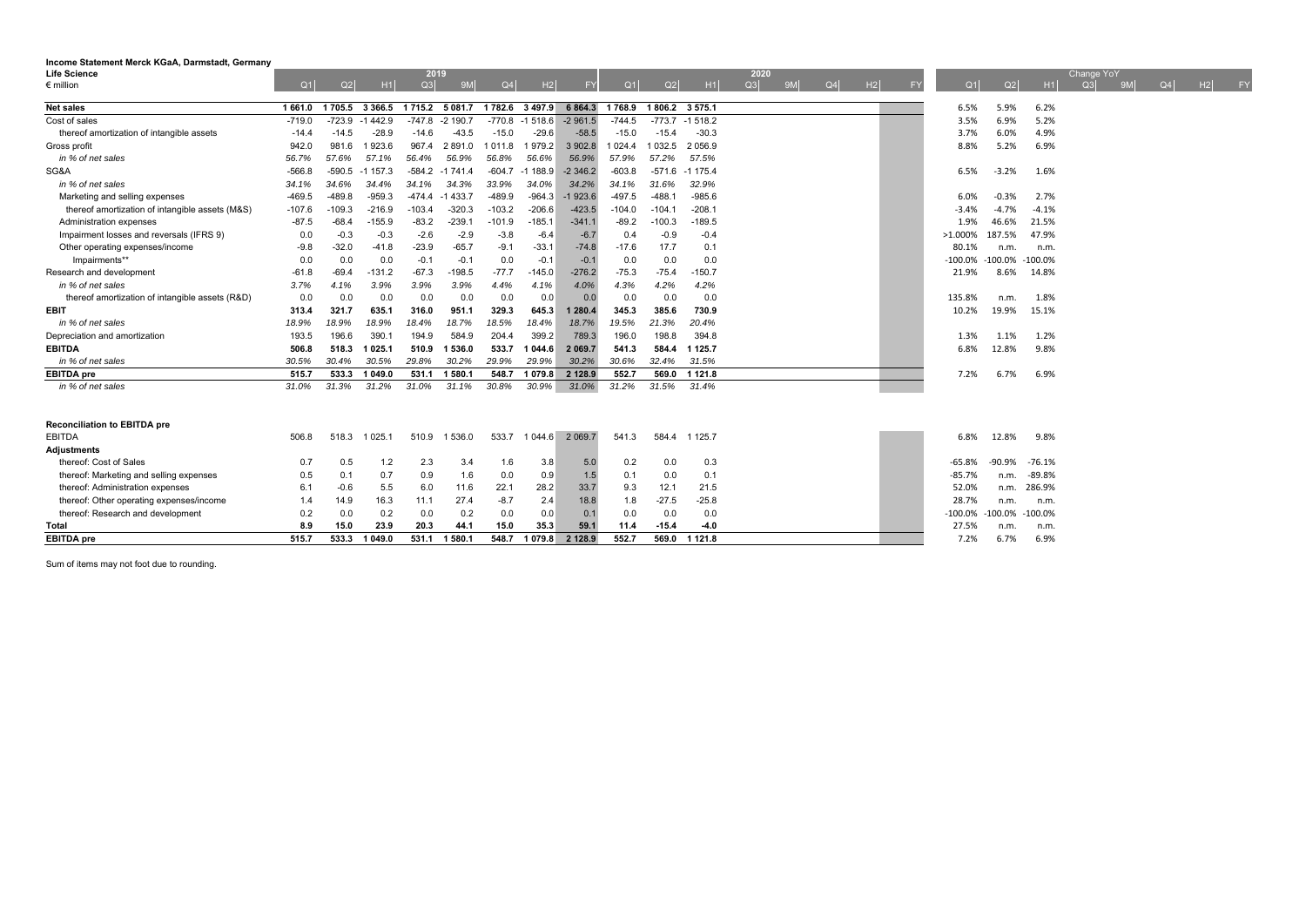**Income Statement Merck KGaA, Darmstadt, Germany**

**Life Science**

| € million | 2019 Q1 | 2019 Q2 | 2019 H1 | 2019 Q3 | 2019 9M | 2019 Q4 | 2019 H2 | 2019 FY | 2020 Q1 | 2020 Q2 | 2020 H1 | 2020 Q3 | 2020 9M | 2020 Q4 | 2020 H2 | 2020 FY | Change YoY Q1 | Change YoY Q2 | Change YoY H1 | Change YoY Q3 | Change YoY 9M | Change YoY Q4 | Change YoY H2 | Change YoY FY |
|---|---|---|---|---|---|---|---|---|---|---|---|---|---|---|---|---|---|---|---|---|---|---|---|---|
| **Net sales** | **1 661.0** | **1 705.5** | **3 366.5** | **1 715.2** | **5 081.7** | **1 782.6** | **3 497.9** | **6 864.3** | **1 768.9** | **1 806.2** | **3 575.1** | | | | | | 6.5% | 5.9% | 6.2% | | | | | |
| Cost of sales | -719.0 | -723.9 | -1 442.9 | -747.8 | -2 190.7 | -770.8 | -1 518.6 | -2 961.5 | -744.5 | -773.7 | -1 518.2 | | | | | | 3.5% | 6.9% | 5.2% | | | | | |
| thereof amortization of intangible assets | -14.4 | -14.5 | -28.9 | -14.6 | -43.5 | -15.0 | -29.6 | -58.5 | -15.0 | -15.4 | -30.3 | | | | | | 3.7% | 6.0% | 4.9% | | | | | |
| Gross profit | 942.0 | 981.6 | 1 923.6 | 967.4 | 2 891.0 | 1 011.8 | 1 979.2 | 3 902.8 | 1 024.4 | 1 032.5 | 2 056.9 | | | | | | 8.8% | 5.2% | 6.9% | | | | | |
| *in % of net sales* | *56.7%* | *57.6%* | *57.1%* | *56.4%* | *56.9%* | *56.8%* | *56.6%* | *56.9%* | *57.9%* | *57.2%* | *57.5%* | | | | | | | | | | | | | |
| SG&A | -566.8 | -590.5 | -1 157.3 | -584.2 | -1 741.4 | -604.7 | -1 188.9 | -2 346.2 | -603.8 | -571.6 | -1 175.4 | | | | | | 6.5% | -3.2% | 1.6% | | | | | |
| *in % of net sales* | *34.1%* | *34.6%* | *34.4%* | *34.1%* | *34.3%* | *33.9%* | *34.0%* | *34.2%* | *34.1%* | *31.6%* | *32.9%* | | | | | | | | | | | | | |
| Marketing and selling expenses | -469.5 | -489.8 | -959.3 | -474.4 | -1 433.7 | -489.9 | -964.3 | -1 923.6 | -497.5 | -488.1 | -985.6 | | | | | | 6.0% | -0.3% | 2.7% | | | | | |
| thereof amortization of intangible assets (M&S) | -107.6 | -109.3 | -216.9 | -103.4 | -320.3 | -103.2 | -206.6 | -423.5 | -104.0 | -104.1 | -208.1 | | | | | | -3.4% | -4.7% | -4.1% | | | | | |
| Administration expenses | -87.5 | -68.4 | -155.9 | -83.2 | -239.1 | -101.9 | -185.1 | -341.1 | -89.2 | -100.3 | -189.5 | | | | | | 1.9% | 46.6% | 21.5% | | | | | |
| Impairment losses and reversals (IFRS 9) | 0.0 | -0.3 | -0.3 | -2.6 | -2.9 | -3.8 | -6.4 | -6.7 | 0.4 | -0.9 | -0.4 | | | | | | >1.000% | 187.5% | 47.9% | | | | | |
| Other operating expenses/income | -9.8 | -32.0 | -41.8 | -23.9 | -65.7 | -9.1 | -33.1 | -74.8 | -17.6 | 17.7 | 0.1 | | | | | | 80.1% | n.m. | n.m. | | | | | |
| Impairments** | 0.0 | 0.0 | 0.0 | -0.1 | -0.1 | 0.0 | -0.1 | -0.1 | 0.0 | 0.0 | 0.0 | | | | | | -100.0% | -100.0% | -100.0% | | | | | |
| Research and development | -61.8 | -69.4 | -131.2 | -67.3 | -198.5 | -77.7 | -145.0 | -276.2 | -75.3 | -75.4 | -150.7 | | | | | | 21.9% | 8.6% | 14.8% | | | | | |
| *in % of net sales* | *3.7%* | *4.1%* | *3.9%* | *3.9%* | *3.9%* | *4.4%* | *4.1%* | *4.0%* | *4.3%* | *4.2%* | *4.2%* | | | | | | | | | | | | | |
| thereof amortization of intangible assets (R&D) | 0.0 | 0.0 | 0.0 | 0.0 | 0.0 | 0.0 | 0.0 | 0.0 | 0.0 | 0.0 | 0.0 | | | | | | 135.8% | n.m. | 1.8% | | | | | |
| **EBIT** | **313.4** | **321.7** | **635.1** | **316.0** | **951.1** | **329.3** | **645.3** | **1 280.4** | **345.3** | **385.6** | **730.9** | | | | | | 10.2% | 19.9% | 15.1% | | | | | |
| *in % of net sales* | *18.9%* | *18.9%* | *18.9%* | *18.4%* | *18.7%* | *18.5%* | *18.4%* | *18.7%* | *19.5%* | *21.3%* | *20.4%* | | | | | | | | | | | | | |
| Depreciation and amortization | 193.5 | 196.6 | 390.1 | 194.9 | 584.9 | 204.4 | 399.2 | 789.3 | 196.0 | 198.8 | 394.8 | | | | | | 1.3% | 1.1% | 1.2% | | | | | |
| **EBITDA** | **506.8** | **518.3** | **1 025.1** | **510.9** | **1 536.0** | **533.7** | **1 044.6** | **2 069.7** | **541.3** | **584.4** | **1 125.7** | | | | | | 6.8% | 12.8% | 9.8% | | | | | |
| *in % of net sales* | *30.5%* | *30.4%* | *30.5%* | *29.8%* | *30.2%* | *29.9%* | *29.9%* | *30.2%* | *30.6%* | *32.4%* | *31.5%* | | | | | | | | | | | | | |
| **EBITDA pre** | **515.7** | **533.3** | **1 049.0** | **531.1** | **1 580.1** | **548.7** | **1 079.8** | **2 128.9** | **552.7** | **569.0** | **1 121.8** | | | | | | 7.2% | 6.7% | 6.9% | | | | | |
| *in % of net sales* | *31.0%* | *31.3%* | *31.2%* | *31.0%* | *31.1%* | *30.8%* | *30.9%* | *31.0%* | *31.2%* | *31.5%* | *31.4%* | | | | | | | | | | | | | |

**Reconciliation to EBITDA pre**

| € million | 2019 Q1 | 2019 Q2 | 2019 H1 | 2019 Q3 | 2019 9M | 2019 Q4 | 2019 H2 | 2019 FY | 2020 Q1 | 2020 Q2 | 2020 H1 | 2020 Q3 | 2020 9M | 2020 Q4 | 2020 H2 | 2020 FY | Change YoY Q1 | Change YoY Q2 | Change YoY H1 | Change YoY Q3 | Change YoY 9M | Change YoY Q4 | Change YoY H2 | Change YoY FY |
|---|---|---|---|---|---|---|---|---|---|---|---|---|---|---|---|---|---|---|---|---|---|---|---|---|
| EBITDA | 506.8 | 518.3 | 1 025.1 | 510.9 | 1 536.0 | 533.7 | 1 044.6 | 2 069.7 | 541.3 | 584.4 | 1 125.7 | | | | | | 6.8% | 12.8% | 9.8% | | | | | |
| **Adjustments** | | | | | | | | | | | | | | | | | | | | | | | | |
| thereof: Cost of Sales | 0.7 | 0.5 | 1.2 | 2.3 | 3.4 | 1.6 | 3.8 | 5.0 | 0.2 | 0.0 | 0.3 | | | | | | -65.8% | -90.9% | -76.1% | | | | | |
| thereof: Marketing and selling expenses | 0.5 | 0.1 | 0.7 | 0.9 | 1.6 | 0.0 | 0.9 | 1.5 | 0.1 | 0.0 | 0.1 | | | | | | -85.7% | n.m. | -89.8% | | | | | |
| thereof: Administration expenses | 6.1 | -0.6 | 5.5 | 6.0 | 11.6 | 22.1 | 28.2 | 33.7 | 9.3 | 12.1 | 21.5 | | | | | | 52.0% | n.m. | 286.9% | | | | | |
| thereof: Other operating expenses/income | 1.4 | 14.9 | 16.3 | 11.1 | 27.4 | -8.7 | 2.4 | 18.8 | 1.8 | -27.5 | -25.8 | | | | | | 28.7% | n.m. | n.m. | | | | | |
| thereof: Research and development | 0.2 | 0.0 | 0.2 | 0.0 | 0.2 | 0.0 | 0.0 | 0.1 | 0.0 | 0.0 | 0.0 | | | | | | -100.0% | -100.0% | -100.0% | | | | | |
| **Total** | **8.9** | **15.0** | **23.9** | **20.3** | **44.1** | **15.0** | **35.3** | **59.1** | **11.4** | **-15.4** | **-4.0** | | | | | | 27.5% | n.m. | n.m. | | | | | |
| **EBITDA pre** | **515.7** | **533.3** | **1 049.0** | **531.1** | **1 580.1** | **548.7** | **1 079.8** | **2 128.9** | **552.7** | **569.0** | **1 121.8** | | | | | | 7.2% | 6.7% | 6.9% | | | | | |

Sum of items may not foot due to rounding.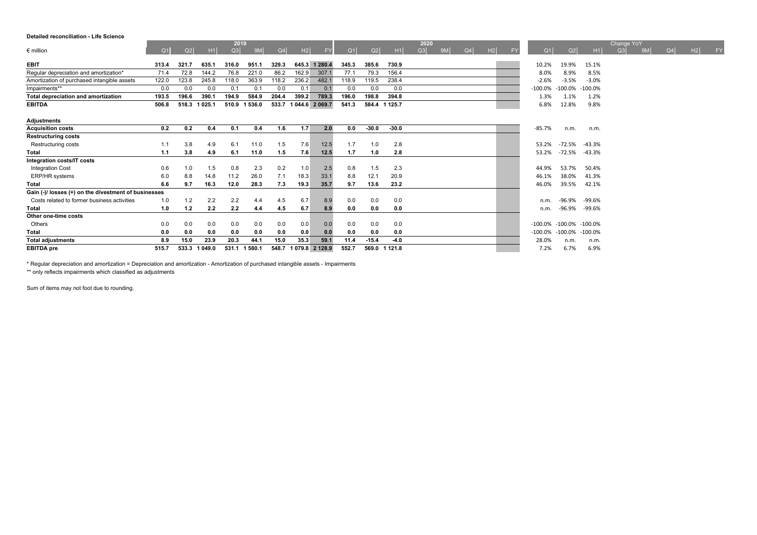**Detailed reconciliation - Life Science**

| € million | 2019 Q1 | 2019 Q2 | 2019 H1 | 2019 Q3 | 2019 9M | 2019 Q4 | 2019 H2 | 2019 FY | 2020 Q1 | 2020 Q2 | 2020 H1 | 2020 Q3 | 2020 9M | 2020 Q4 | 2020 H2 | 2020 FY | Change YoY Q1 | Change YoY Q2 | Change YoY H1 | Change YoY Q3 | Change YoY 9M | Change YoY Q4 | Change YoY H2 | Change YoY FY |
|---|---|---|---|---|---|---|---|---|---|---|---|---|---|---|---|---|---|---|---|---|---|---|---|---|
| **EBIT** | 313.4 | 321.7 | 635.1 | 316.0 | 951.1 | 329.3 | 645.3 | 1 280.4 | 345.3 | 385.6 | 730.9 | | | | | | 10.2% | 19.9% | 15.1% | | | | | |
| Regular depreciation and amortization* | 71.4 | 72.8 | 144.2 | 76.8 | 221.0 | 86.2 | 162.9 | 307.1 | 77.1 | 79.3 | 156.4 | | | | | | 8.0% | 8.9% | 8.5% | | | | | |
| Amortization of purchased intangible assets | 122.0 | 123.8 | 245.8 | 118.0 | 363.9 | 118.2 | 236.2 | 482.1 | 118.9 | 119.5 | 238.4 | | | | | | -2.6% | -3.5% | -3.0% | | | | | |
| Impairments** | 0.0 | 0.0 | 0.0 | 0.1 | 0.1 | 0.0 | 0.1 | 0.1 | 0.0 | 0.0 | 0.0 | | | | | | -100.0% | -100.0% | -100.0% | | | | | |
| **Total depreciation and amortization** | 193.5 | 196.6 | 390.1 | 194.9 | 584.9 | 204.4 | 399.2 | 789.3 | 196.0 | 198.8 | 394.8 | | | | | | 1.3% | 1.1% | 1.2% | | | | | |
| **EBITDA** | 506.8 | 518.3 | 1 025.1 | 510.9 | 1 536.0 | 533.7 | 1 044.6 | 2 069.7 | 541.3 | 584.4 | 1 125.7 | | | | | | 6.8% | 12.8% | 9.8% | | | | | |
| **Adjustments** | | | | | | | | | | | | | | | | | | | | | | | | |
| **Acquisition costs** | 0.2 | 0.2 | 0.4 | 0.1 | 0.4 | 1.6 | 1.7 | 2.0 | 0.0 | -30.0 | -30.0 | | | | | | -85.7% | n.m. | n.m. | | | | | |
| **Restructuring costs** | | | | | | | | | | | | | | | | | | | | | | | | |
| Restructuring costs | 1.1 | 3.8 | 4.9 | 6.1 | 11.0 | 1.5 | 7.6 | 12.5 | 1.7 | 1.0 | 2.8 | | | | | | 53.2% | -72.5% | -43.3% | | | | | |
| **Total** | 1.1 | 3.8 | 4.9 | 6.1 | 11.0 | 1.5 | 7.6 | 12.5 | 1.7 | 1.0 | 2.8 | | | | | | 53.2% | -72.5% | -43.3% | | | | | |
| **Integration costs/IT costs** | | | | | | | | | | | | | | | | | | | | | | | | |
| Integration Cost | 0.6 | 1.0 | 1.5 | 0.8 | 2.3 | 0.2 | 1.0 | 2.5 | 0.8 | 1.5 | 2.3 | | | | | | 44.9% | 53.7% | 50.4% | | | | | |
| ERP/HR systems | 6.0 | 8.8 | 14.8 | 11.2 | 26.0 | 7.1 | 18.3 | 33.1 | 8.8 | 12.1 | 20.9 | | | | | | 46.1% | 38.0% | 41.3% | | | | | |
| **Total** | 6.6 | 9.7 | 16.3 | 12.0 | 28.3 | 7.3 | 19.3 | 35.7 | 9.7 | 13.6 | 23.2 | | | | | | 46.0% | 39.5% | 42.1% | | | | | |
| **Gain (-)/ losses (+) on the divestment of businesses** | | | | | | | | | | | | | | | | | | | | | | | | |
| Costs related to former business activities | 1.0 | 1.2 | 2.2 | 2.2 | 4.4 | 4.5 | 6.7 | 8.9 | 0.0 | 0.0 | 0.0 | | | | | | n.m. | -96.9% | -99.6% | | | | | |
| **Total** | 1.0 | 1.2 | 2.2 | 2.2 | 4.4 | 4.5 | 6.7 | 8.9 | 0.0 | 0.0 | 0.0 | | | | | | n.m. | -96.9% | -99.6% | | | | | |
| **Other one-time costs** | | | | | | | | | | | | | | | | | | | | | | | | |
| Others | 0.0 | 0.0 | 0.0 | 0.0 | 0.0 | 0.0 | 0.0 | 0.0 | 0.0 | 0.0 | 0.0 | | | | | | -100.0% | -100.0% | -100.0% | | | | | |
| **Total** | 0.0 | 0.0 | 0.0 | 0.0 | 0.0 | 0.0 | 0.0 | 0.0 | 0.0 | 0.0 | 0.0 | | | | | | -100.0% | -100.0% | -100.0% | | | | | |
| **Total adjustments** | 8.9 | 15.0 | 23.9 | 20.3 | 44.1 | 15.0 | 35.3 | 59.1 | 11.4 | -15.4 | -4.0 | | | | | | 28.0% | n.m. | n.m. | | | | | |
| **EBITDA pre** | 515.7 | 533.3 | 1 049.0 | 531.1 | 1 580.1 | 548.7 | 1 079.8 | 2 128.9 | 552.7 | 569.0 | 1 121.8 | | | | | | 7.2% | 6.7% | 6.9% | | | | | |

* Regular depreciation and amortization = Depreciation and amortization - Amortization of purchased intangible assets - Impairments

** only reflects impairments which classified as adjustments

Sum of items may not foot due to rounding.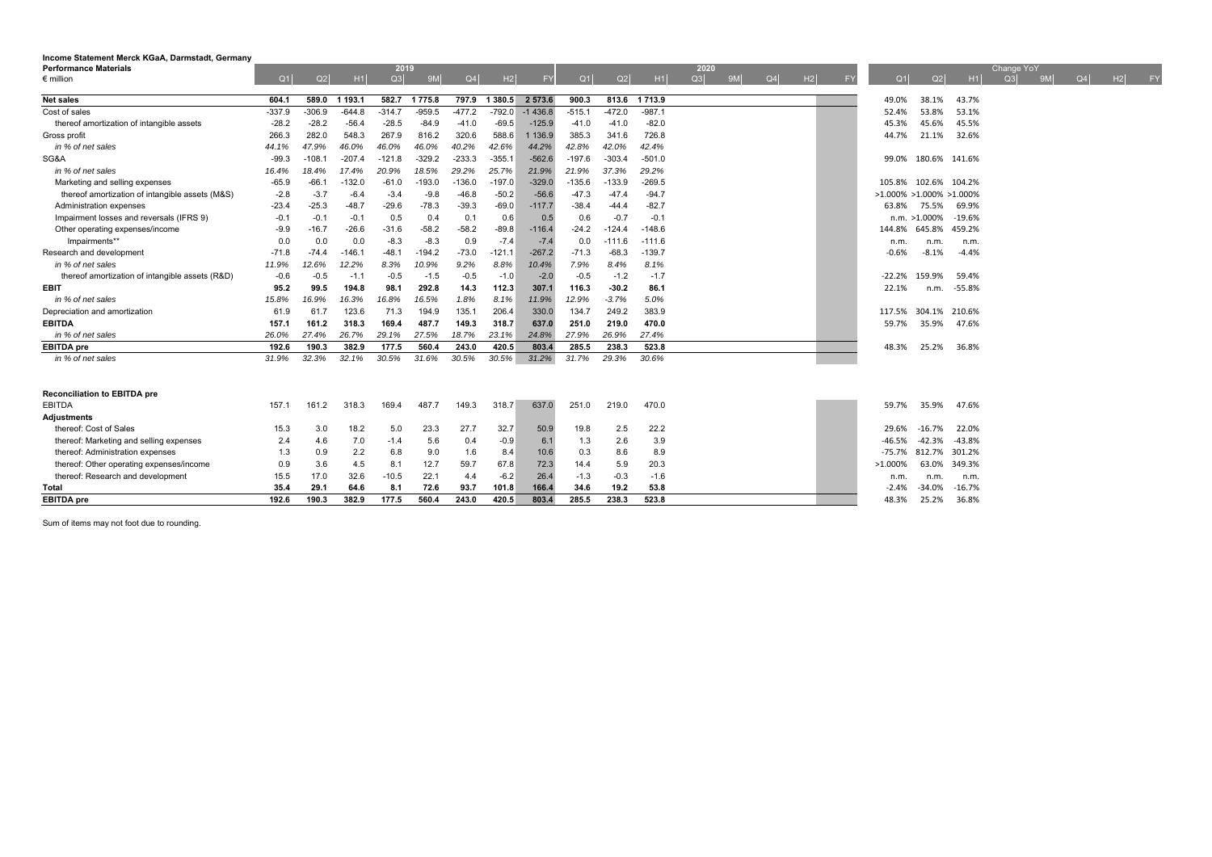**Income Statement Merck KGaA, Darmstadt, Germany**

| Performance Materials | 2019 | | | | | | | | 2020 | | | | | | | | | Change YoY | | | | | | | |
|---|---|---|---|---|---|---|---|---|---|---|---|---|---|---|---|---|---|---|---|---|---|---|---|---|---|
| € million | Q1 | Q2 | H1 | Q3 | 9M | Q4 | H2 | FY | Q1 | Q2 | H1 | Q3 | 9M | Q4 | H2 | FY | Q1 | Q2 | H1 | Q3 | 9M | Q4 | H2 | FY |
| **Net sales** | **604.1** | **589.0** | **1 193.1** | **582.7** | **1 775.8** | **797.9** | **1 380.5** | **2 573.6** | **900.3** | **813.6** | **1 713.9** | | | | | | 49.0% | 38.1% | 43.7% | | | | | |
| Cost of sales | -337.9 | -306.9 | -644.8 | -314.7 | -959.5 | -477.2 | -792.0 | -1 436.8 | -515.1 | -472.0 | -987.1 | | | | | | 52.4% | 53.8% | 53.1% | | | | | |
| thereof amortization of intangible assets | -28.2 | -28.2 | -56.4 | -28.5 | -84.9 | -41.0 | -69.5 | -125.9 | -41.0 | -41.0 | -82.0 | | | | | | 45.3% | 45.6% | 45.5% | | | | | |
| Gross profit | 266.3 | 282.0 | 548.3 | 267.9 | 816.2 | 320.6 | 588.6 | 1 136.9 | 385.3 | 341.6 | 726.8 | | | | | | 44.7% | 21.1% | 32.6% | | | | | |
| *in % of net sales* | *44.1%* | *47.9%* | *46.0%* | *46.0%* | *46.0%* | *40.2%* | *42.6%* | *44.2%* | *42.8%* | *42.0%* | *42.4%* | | | | | | | | | | | | | |
| SG&A | -99.3 | -108.1 | -207.4 | -121.8 | -329.2 | -233.3 | -355.1 | -562.6 | -197.6 | -303.4 | -501.0 | | | | | | 99.0% | 180.6% | 141.6% | | | | | |
| *in % of net sales* | *16.4%* | *18.4%* | *17.4%* | *20.9%* | *18.5%* | *29.2%* | *25.7%* | *21.9%* | *21.9%* | *37.3%* | *29.2%* | | | | | | | | | | | | | |
| Marketing and selling expenses | -65.9 | -66.1 | -132.0 | -61.0 | -193.0 | -136.0 | -197.0 | -329.0 | -135.6 | -133.9 | -269.5 | | | | | | 105.8% | 102.6% | 104.2% | | | | | |
| thereof amortization of intangible assets (M&S) | -2.8 | -3.7 | -6.4 | -3.4 | -9.8 | -46.8 | -50.2 | -56.6 | -47.3 | -47.4 | -94.7 | | | | | | >1.000% | >1.000% | >1.000% | | | | | |
| Administration expenses | -23.4 | -25.3 | -48.7 | -29.6 | -78.3 | -39.3 | -69.0 | -117.7 | -38.4 | -44.4 | -82.7 | | | | | | 63.8% | 75.5% | 69.9% | | | | | |
| Impairment losses and reversals (IFRS 9) | -0.1 | -0.1 | -0.1 | 0.5 | 0.4 | 0.1 | 0.6 | 0.5 | 0.6 | -0.7 | -0.1 | | | | | | n.m. | >1.000% | -19.6% | | | | | |
| Other operating expenses/income | -9.9 | -16.7 | -26.6 | -31.6 | -58.2 | -58.2 | -89.8 | -116.4 | -24.2 | -124.4 | -148.6 | | | | | | 144.8% | 645.8% | 459.2% | | | | | |
| Impairments** | 0.0 | 0.0 | 0.0 | -8.3 | -8.3 | 0.9 | -7.4 | -7.4 | 0.0 | -111.6 | -111.6 | | | | | | n.m. | n.m. | n.m. | | | | | |
| Research and development | -71.8 | -74.4 | -146.1 | -48.1 | -194.2 | -73.0 | -121.1 | -267.2 | -71.3 | -68.3 | -139.7 | | | | | | -0.6% | -8.1% | -4.4% | | | | | |
| *in % of net sales* | *11.9%* | *12.6%* | *12.2%* | *8.3%* | *10.9%* | *9.2%* | *8.8%* | *10.4%* | *7.9%* | *8.4%* | *8.1%* | | | | | | | | | | | | | |
| thereof amortization of intangible assets (R&D) | -0.6 | -0.5 | -1.1 | -0.5 | -1.5 | -0.5 | -1.0 | -2.0 | -0.5 | -1.2 | -1.7 | | | | | | -22.2% | 159.9% | 59.4% | | | | | |
| **EBIT** | **95.2** | **99.5** | **194.8** | **98.1** | **292.8** | **14.3** | **112.3** | **307.1** | **116.3** | **-30.2** | **86.1** | | | | | | 22.1% | n.m. | -55.8% | | | | | |
| *in % of net sales* | *15.8%* | *16.9%* | *16.3%* | *16.8%* | *16.5%* | *1.8%* | *8.1%* | *11.9%* | *12.9%* | *-3.7%* | *5.0%* | | | | | | | | | | | | | |
| Depreciation and amortization | 61.9 | 61.7 | 123.6 | 71.3 | 194.9 | 135.1 | 206.4 | 330.0 | 134.7 | 249.2 | 383.9 | | | | | | 117.5% | 304.1% | 210.6% | | | | | |
| **EBITDA** | **157.1** | **161.2** | **318.3** | **169.4** | **487.7** | **149.3** | **318.7** | **637.0** | **251.0** | **219.0** | **470.0** | | | | | | 59.7% | 35.9% | 47.6% | | | | | |
| *in % of net sales* | *26.0%* | *27.4%* | *26.7%* | *29.1%* | *27.5%* | *18.7%* | *23.1%* | *24.8%* | *27.9%* | *26.9%* | *27.4%* | | | | | | | | | | | | | |
| **EBITDA pre** | **192.6** | **190.3** | **382.9** | **177.5** | **560.4** | **243.0** | **420.5** | **803.4** | **285.5** | **238.3** | **523.8** | | | | | | 48.3% | 25.2% | 36.8% | | | | | |
| *in % of net sales* | *31.9%* | *32.3%* | *32.1%* | *30.5%* | *31.6%* | *30.5%* | *30.5%* | *31.2%* | *31.7%* | *29.3%* | *30.6%* | | | | | | | | | | | | | |

| Reconciliation to EBITDA pre | Q1 | Q2 | H1 | Q3 | 9M | Q4 | H2 | FY | Q1 | Q2 | H1 | Q3 | 9M | Q4 | H2 | FY | Q1 | Q2 | H1 | Q3 | 9M | Q4 | H2 | FY |
|---|---|---|---|---|---|---|---|---|---|---|---|---|---|---|---|---|---|---|---|---|---|---|---|---|
| EBITDA | 157.1 | 161.2 | 318.3 | 169.4 | 487.7 | 149.3 | 318.7 | 637.0 | 251.0 | 219.0 | 470.0 | | | | | | 59.7% | 35.9% | 47.6% | | | | | |
| **Adjustments** | | | | | | | | | | | | | | | | | | | | | | | | |
| thereof: Cost of Sales | 15.3 | 3.0 | 18.2 | 5.0 | 23.3 | 27.7 | 32.7 | 50.9 | 19.8 | 2.5 | 22.2 | | | | | | 29.6% | -16.7% | 22.0% | | | | | |
| thereof: Marketing and selling expenses | 2.4 | 4.6 | 7.0 | -1.4 | 5.6 | 0.4 | -0.9 | 6.1 | 1.3 | 2.6 | 3.9 | | | | | | -46.5% | -42.3% | -43.8% | | | | | |
| thereof: Administration expenses | 1.3 | 0.9 | 2.2 | 6.8 | 9.0 | 1.6 | 8.4 | 10.6 | 0.3 | 8.6 | 8.9 | | | | | | -75.7% | 812.7% | 301.2% | | | | | |
| thereof: Other operating expenses/income | 0.9 | 3.6 | 4.5 | 8.1 | 12.7 | 59.7 | 67.8 | 72.3 | 14.4 | 5.9 | 20.3 | | | | | | >1.000% | 63.0% | 349.3% | | | | | |
| thereof: Research and development | 15.5 | 17.0 | 32.6 | -10.5 | 22.1 | 4.4 | -6.2 | 26.4 | -1.3 | -0.3 | -1.6 | | | | | | n.m. | n.m. | n.m. | | | | | |
| **Total** | **35.4** | **29.1** | **64.6** | **8.1** | **72.6** | **93.7** | **101.8** | **166.4** | **34.6** | **19.2** | **53.8** | | | | | | -2.4% | -34.0% | -16.7% | | | | | |
| **EBITDA pre** | **192.6** | **190.3** | **382.9** | **177.5** | **560.4** | **243.0** | **420.5** | **803.4** | **285.5** | **238.3** | **523.8** | | | | | | 48.3% | 25.2% | 36.8% | | | | | |

Sum of items may not foot due to rounding.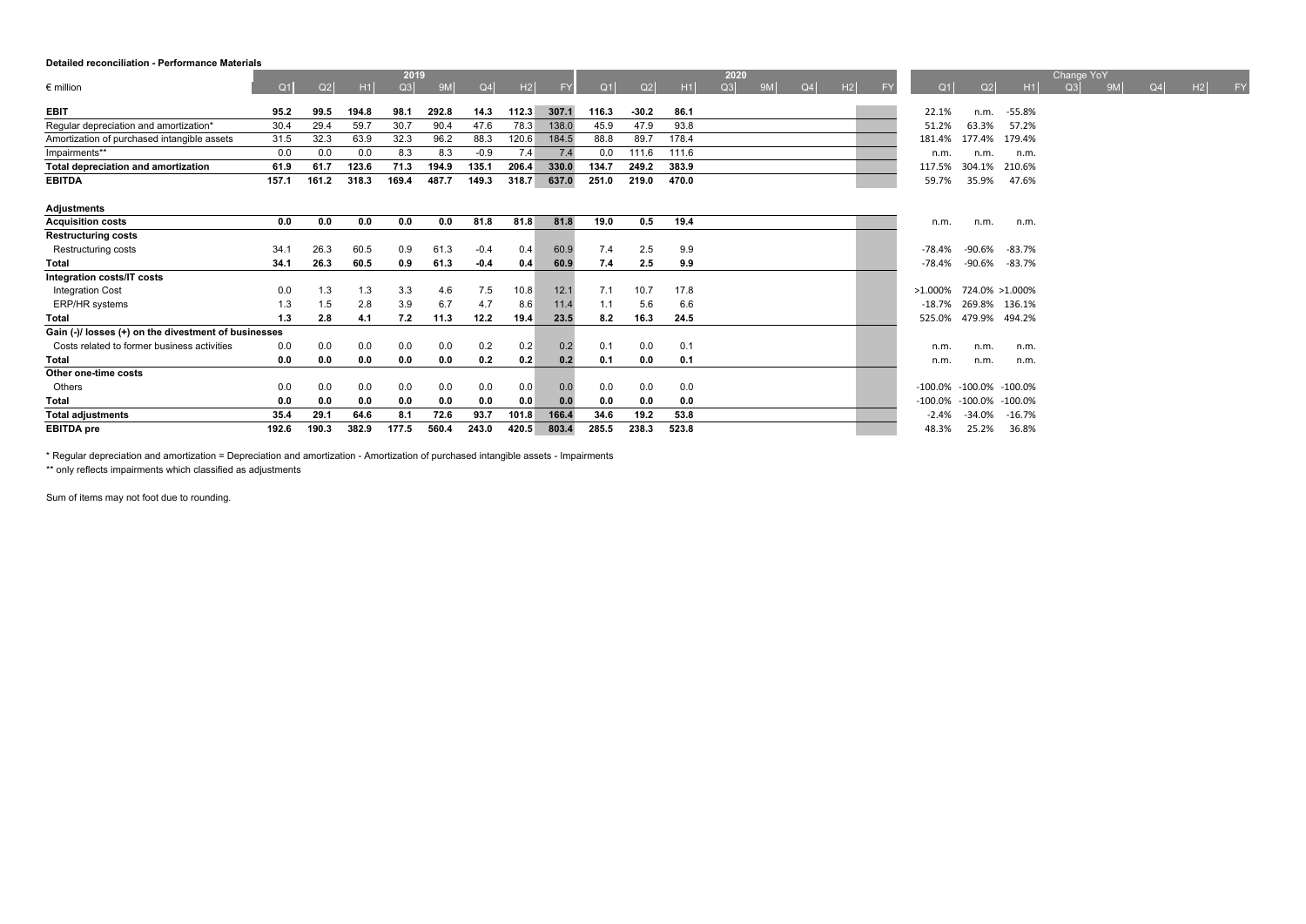**Detailed reconciliation - Performance Materials**

| € million | 2019 Q1 | 2019 Q2 | 2019 H1 | 2019 Q3 | 2019 9M | 2019 Q4 | 2019 H2 | 2019 FY | 2020 Q1 | 2020 Q2 | 2020 H1 | 2020 Q3 | 2020 9M | 2020 Q4 | 2020 H2 | 2020 FY | Change YoY Q1 | Change YoY Q2 | Change YoY H1 | Change YoY Q3 | Change YoY 9M | Change YoY Q4 | Change YoY H2 | Change YoY FY |
|---|---|---|---|---|---|---|---|---|---|---|---|---|---|---|---|---|---|---|---|---|---|---|---|---|
| **EBIT** | **95.2** | **99.5** | **194.8** | **98.1** | **292.8** | **14.3** | **112.3** | **307.1** | **116.3** | **-30.2** | **86.1** | | | | | | 22.1% | n.m. | -55.8% | | | | | |
| Regular depreciation and amortization* | 30.4 | 29.4 | 59.7 | 30.7 | 90.4 | 47.6 | 78.3 | 138.0 | 45.9 | 47.9 | 93.8 | | | | | | 51.2% | 63.3% | 57.2% | | | | | |
| Amortization of purchased intangible assets | 31.5 | 32.3 | 63.9 | 32.3 | 96.2 | 88.3 | 120.6 | 184.5 | 88.8 | 89.7 | 178.4 | | | | | | 181.4% | 177.4% | 179.4% | | | | | |
| Impairments** | 0.0 | 0.0 | 0.0 | 8.3 | 8.3 | -0.9 | 7.4 | 7.4 | 0.0 | 111.6 | 111.6 | | | | | | n.m. | n.m. | n.m. | | | | | |
| **Total depreciation and amortization** | **61.9** | **61.7** | **123.6** | **71.3** | **194.9** | **135.1** | **206.4** | **330.0** | **134.7** | **249.2** | **383.9** | | | | | | 117.5% | 304.1% | 210.6% | | | | | |
| **EBITDA** | **157.1** | **161.2** | **318.3** | **169.4** | **487.7** | **149.3** | **318.7** | **637.0** | **251.0** | **219.0** | **470.0** | | | | | | 59.7% | 35.9% | 47.6% | | | | | |
| **Adjustments** | | | | | | | | | | | | | | | | | | | | | | | | |
| **Acquisition costs** | **0.0** | **0.0** | **0.0** | **0.0** | **0.0** | **81.8** | **81.8** | **81.8** | **19.0** | **0.5** | **19.4** | | | | | | n.m. | n.m. | n.m. | | | | | |
| **Restructuring costs** | | | | | | | | | | | | | | | | | | | | | | | | |
| Restructuring costs | 34.1 | 26.3 | 60.5 | 0.9 | 61.3 | -0.4 | 0.4 | 60.9 | 7.4 | 2.5 | 9.9 | | | | | | -78.4% | -90.6% | -83.7% | | | | | |
| **Total** | **34.1** | **26.3** | **60.5** | **0.9** | **61.3** | **-0.4** | **0.4** | **60.9** | **7.4** | **2.5** | **9.9** | | | | | | -78.4% | -90.6% | -83.7% | | | | | |
| **Integration costs/IT costs** | | | | | | | | | | | | | | | | | | | | | | | | |
| Integration Cost | 0.0 | 1.3 | 1.3 | 3.3 | 4.6 | 7.5 | 10.8 | 12.1 | 7.1 | 10.7 | 17.8 | | | | | | >1.000% | 724.0% | >1.000% | | | | | |
| ERP/HR systems | 1.3 | 1.5 | 2.8 | 3.9 | 6.7 | 4.7 | 8.6 | 11.4 | 1.1 | 5.6 | 6.6 | | | | | | -18.7% | 269.8% | 136.1% | | | | | |
| **Total** | **1.3** | **2.8** | **4.1** | **7.2** | **11.3** | **12.2** | **19.4** | **23.5** | **8.2** | **16.3** | **24.5** | | | | | | 525.0% | 479.9% | 494.2% | | | | | |
| **Gain (-)/ losses (+) on the divestment of businesses** | | | | | | | | | | | | | | | | | | | | | | | | |
| Costs related to former business activities | 0.0 | 0.0 | 0.0 | 0.0 | 0.0 | 0.2 | 0.2 | 0.2 | 0.1 | 0.0 | 0.1 | | | | | | n.m. | n.m. | n.m. | | | | | |
| **Total** | **0.0** | **0.0** | **0.0** | **0.0** | **0.0** | **0.2** | **0.2** | **0.2** | **0.1** | **0.0** | **0.1** | | | | | | n.m. | n.m. | n.m. | | | | | |
| **Other one-time costs** | | | | | | | | | | | | | | | | | | | | | | | | |
| Others | 0.0 | 0.0 | 0.0 | 0.0 | 0.0 | 0.0 | 0.0 | 0.0 | 0.0 | 0.0 | 0.0 | | | | | | -100.0% | -100.0% | -100.0% | | | | | |
| **Total** | **0.0** | **0.0** | **0.0** | **0.0** | **0.0** | **0.0** | **0.0** | **0.0** | **0.0** | **0.0** | **0.0** | | | | | | -100.0% | -100.0% | -100.0% | | | | | |
| **Total adjustments** | **35.4** | **29.1** | **64.6** | **8.1** | **72.6** | **93.7** | **101.8** | **166.4** | **34.6** | **19.2** | **53.8** | | | | | | -2.4% | -34.0% | -16.7% | | | | | |
| **EBITDA pre** | **192.6** | **190.3** | **382.9** | **177.5** | **560.4** | **243.0** | **420.5** | **803.4** | **285.5** | **238.3** | **523.8** | | | | | | 48.3% | 25.2% | 36.8% | | | | | |

* Regular depreciation and amortization = Depreciation and amortization - Amortization of purchased intangible assets - Impairments

** only reflects impairments which classified as adjustments

Sum of items may not foot due to rounding.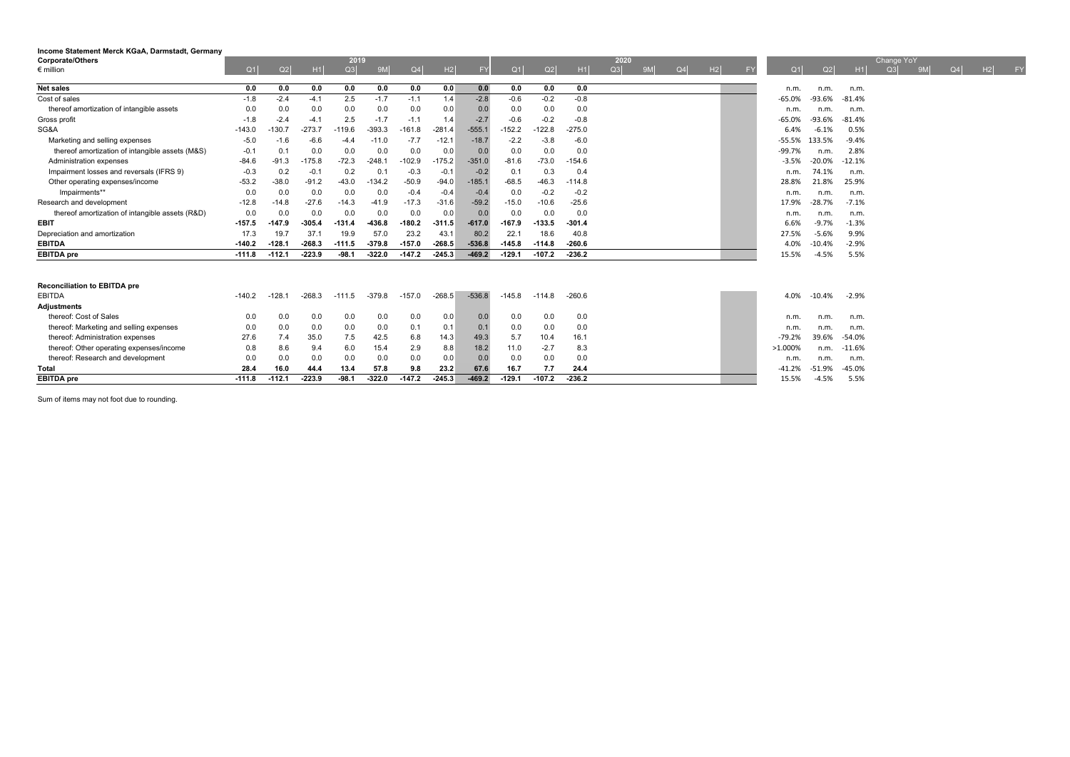**Income Statement Merck KGaA, Darmstadt, Germany**

| Corporate/Others | 2019 | | | | | | | | 2020 | | | | | | | | | Change YoY | | | | | | | |
|---|---|---|---|---|---|---|---|---|---|---|---|---|---|---|---|---|---|---|---|---|---|---|---|---|---|
| € million | Q1 | Q2 | H1 | Q3 | 9M | Q4 | H2 | FY | Q1 | Q2 | H1 | Q3 | 9M | Q4 | H2 | FY | Q1 | Q2 | H1 | Q3 | 9M | Q4 | H2 | FY |
| **Net sales** | **0.0** | **0.0** | **0.0** | **0.0** | **0.0** | **0.0** | **0.0** | **0.0** | **0.0** | **0.0** | **0.0** | | | | | | n.m. | n.m. | n.m. | | | | | |
| Cost of sales | -1.8 | -2.4 | -4.1 | 2.5 | -1.7 | -1.1 | 1.4 | -2.8 | -0.6 | -0.2 | -0.8 | | | | | | -65.0% | -93.6% | -81.4% | | | | | |
| thereof amortization of intangible assets | 0.0 | 0.0 | 0.0 | 0.0 | 0.0 | 0.0 | 0.0 | 0.0 | 0.0 | 0.0 | 0.0 | | | | | | n.m. | n.m. | n.m. | | | | | |
| Gross profit | -1.8 | -2.4 | -4.1 | 2.5 | -1.7 | -1.1 | 1.4 | -2.7 | -0.6 | -0.2 | -0.8 | | | | | | -65.0% | -93.6% | -81.4% | | | | | |
| SG&A | -143.0 | -130.7 | -273.7 | -119.6 | -393.3 | -161.8 | -281.4 | -555.1 | -152.2 | -122.8 | -275.0 | | | | | | 6.4% | -6.1% | 0.5% | | | | | |
| Marketing and selling expenses | -5.0 | -1.6 | -6.6 | -4.4 | -11.0 | -7.7 | -12.1 | -18.7 | -2.2 | -3.8 | -6.0 | | | | | | -55.5% | 133.5% | -9.4% | | | | | |
| thereof amortization of intangible assets (M&S) | -0.1 | 0.1 | 0.0 | 0.0 | 0.0 | 0.0 | 0.0 | 0.0 | 0.0 | 0.0 | 0.0 | | | | | | -99.7% | n.m. | 2.8% | | | | | |
| Administration expenses | -84.6 | -91.3 | -175.8 | -72.3 | -248.1 | -102.9 | -175.2 | -351.0 | -81.6 | -73.0 | -154.6 | | | | | | -3.5% | -20.0% | -12.1% | | | | | |
| Impairment losses and reversals (IFRS 9) | -0.3 | 0.2 | -0.1 | 0.2 | 0.1 | -0.3 | -0.1 | -0.2 | 0.1 | 0.3 | 0.4 | | | | | | n.m. | 74.1% | n.m. | | | | | |
| Other operating expenses/income | -53.2 | -38.0 | -91.2 | -43.0 | -134.2 | -50.9 | -94.0 | -185.1 | -68.5 | -46.3 | -114.8 | | | | | | 28.8% | 21.8% | 25.9% | | | | | |
| Impairments** | 0.0 | 0.0 | 0.0 | 0.0 | 0.0 | -0.4 | -0.4 | -0.4 | 0.0 | -0.2 | -0.2 | | | | | | n.m. | n.m. | n.m. | | | | | |
| Research and development | -12.8 | -14.8 | -27.6 | -14.3 | -41.9 | -17.3 | -31.6 | -59.2 | -15.0 | -10.6 | -25.6 | | | | | | 17.9% | -28.7% | -7.1% | | | | | |
| thereof amortization of intangible assets (R&D) | 0.0 | 0.0 | 0.0 | 0.0 | 0.0 | 0.0 | 0.0 | 0.0 | 0.0 | 0.0 | 0.0 | | | | | | n.m. | n.m. | n.m. | | | | | |
| **EBIT** | **-157.5** | **-147.9** | **-305.4** | **-131.4** | **-436.8** | **-180.2** | **-311.5** | **-617.0** | **-167.9** | **-133.5** | **-301.4** | | | | | | 6.6% | -9.7% | -1.3% | | | | | |
| Depreciation and amortization | 17.3 | 19.7 | 37.1 | 19.9 | 57.0 | 23.2 | 43.1 | 80.2 | 22.1 | 18.6 | 40.8 | | | | | | 27.5% | -5.6% | 9.9% | | | | | |
| **EBITDA** | **-140.2** | **-128.1** | **-268.3** | **-111.5** | **-379.8** | **-157.0** | **-268.5** | **-536.8** | **-145.8** | **-114.8** | **-260.6** | | | | | | 4.0% | -10.4% | -2.9% | | | | | |
| **EBITDA pre** | **-111.8** | **-112.1** | **-223.9** | **-98.1** | **-322.0** | **-147.2** | **-245.3** | **-469.2** | **-129.1** | **-107.2** | **-236.2** | | | | | | 15.5% | -4.5% | 5.5% | | | | | |

**Reconciliation to EBITDA pre**

| | Q1 2019 | Q2 2019 | H1 2019 | Q3 2019 | 9M 2019 | Q4 2019 | H2 2019 | FY 2019 | Q1 2020 | Q2 2020 | H1 2020 | Q3 2020 | 9M 2020 | Q4 2020 | H2 2020 | FY 2020 | Q1 YoY | Q2 YoY | H1 YoY | Q3 YoY | 9M YoY | Q4 YoY | H2 YoY | FY YoY |
|---|---|---|---|---|---|---|---|---|---|---|---|---|---|---|---|---|---|---|---|---|---|---|---|---|
| EBITDA | -140.2 | -128.1 | -268.3 | -111.5 | -379.8 | -157.0 | -268.5 | -536.8 | -145.8 | -114.8 | -260.6 | | | | | | 4.0% | -10.4% | -2.9% | | | | | |
| **Adjustments** | | | | | | | | | | | | | | | | | | | | | | | | |
| thereof: Cost of Sales | 0.0 | 0.0 | 0.0 | 0.0 | 0.0 | 0.0 | 0.0 | 0.0 | 0.0 | 0.0 | 0.0 | | | | | | n.m. | n.m. | n.m. | | | | | |
| thereof: Marketing and selling expenses | 0.0 | 0.0 | 0.0 | 0.0 | 0.0 | 0.1 | 0.1 | 0.1 | 0.0 | 0.0 | 0.0 | | | | | | n.m. | n.m. | n.m. | | | | | |
| thereof: Administration expenses | 27.6 | 7.4 | 35.0 | 7.5 | 42.5 | 6.8 | 14.3 | 49.3 | 5.7 | 10.4 | 16.1 | | | | | | -79.2% | 39.6% | -54.0% | | | | | |
| thereof: Other operating expenses/income | 0.8 | 8.6 | 9.4 | 6.0 | 15.4 | 2.9 | 8.8 | 18.2 | 11.0 | -2.7 | 8.3 | | | | | | >1.000% | n.m. | -11.6% | | | | | |
| thereof: Research and development | 0.0 | 0.0 | 0.0 | 0.0 | 0.0 | 0.0 | 0.0 | 0.0 | 0.0 | 0.0 | 0.0 | | | | | | n.m. | n.m. | n.m. | | | | | |
| **Total** | **28.4** | **16.0** | **44.4** | **13.4** | **57.8** | **9.8** | **23.2** | **67.6** | **16.7** | **7.7** | **24.4** | | | | | | -41.2% | -51.9% | -45.0% | | | | | |
| **EBITDA pre** | **-111.8** | **-112.1** | **-223.9** | **-98.1** | **-322.0** | **-147.2** | **-245.3** | **-469.2** | **-129.1** | **-107.2** | **-236.2** | | | | | | 15.5% | -4.5% | 5.5% | | | | | |

Sum of items may not foot due to rounding.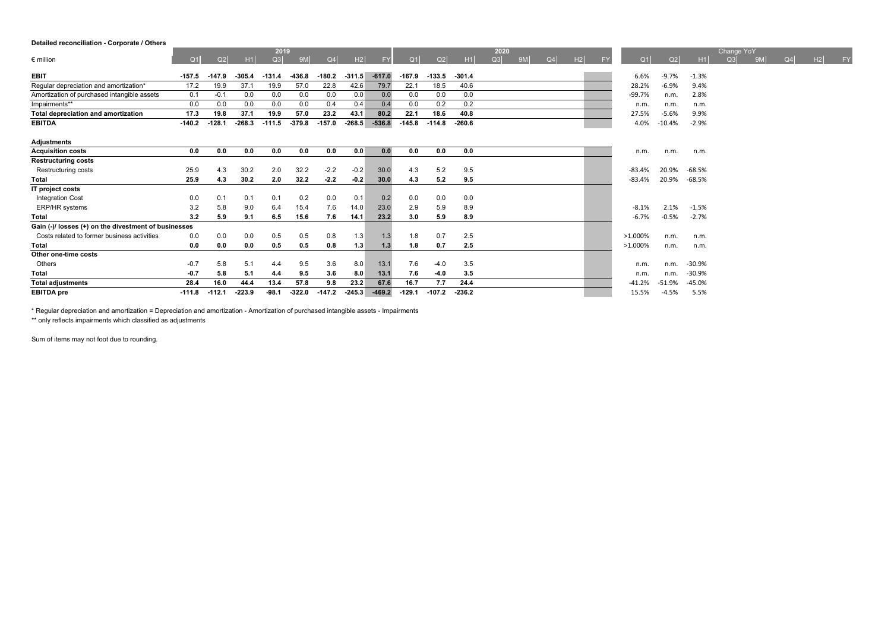**Detailed reconciliation - Corporate / Others**

| € million | 2019 Q1 | Q2 | H1 | Q3 | 9M | Q4 | H2 | FY | 2020 Q1 | Q2 | H1 | Q3 | 9M | Q4 | H2 | FY | Change YoY Q1 | Q2 | H1 | Q3 | 9M | Q4 | H2 | FY |
|---|---|---|---|---|---|---|---|---|---|---|---|---|---|---|---|---|---|---|---|---|---|---|---|---|
| **EBIT** | **-157.5** | **-147.9** | **-305.4** | **-131.4** | **-436.8** | **-180.2** | **-311.5** | **-617.0** | **-167.9** | **-133.5** | **-301.4** | | | | | | 6.6% | -9.7% | -1.3% | | | | | |
| Regular depreciation and amortization* | 17.2 | 19.9 | 37.1 | 19.9 | 57.0 | 22.8 | 42.6 | 79.7 | 22.1 | 18.5 | 40.6 | | | | | | 28.2% | -6.9% | 9.4% | | | | | |
| Amortization of purchased intangible assets | 0.1 | -0.1 | 0.0 | 0.0 | 0.0 | 0.0 | 0.0 | 0.0 | 0.0 | 0.0 | 0.0 | | | | | | -99.7% | n.m. | 2.8% | | | | | |
| Impairments** | 0.0 | 0.0 | 0.0 | 0.0 | 0.0 | 0.4 | 0.4 | 0.4 | 0.0 | 0.2 | 0.2 | | | | | | n.m. | n.m. | n.m. | | | | | |
| **Total depreciation and amortization** | **17.3** | **19.8** | **37.1** | **19.9** | **57.0** | **23.2** | **43.1** | **80.2** | **22.1** | **18.6** | **40.8** | | | | | | 27.5% | -5.6% | 9.9% | | | | | |
| **EBITDA** | **-140.2** | **-128.1** | **-268.3** | **-111.5** | **-379.8** | **-157.0** | **-268.5** | **-536.8** | **-145.8** | **-114.8** | **-260.6** | | | | | | 4.0% | -10.4% | -2.9% | | | | | |
| **Adjustments** | | | | | | | | | | | | | | | | | | | | | | | | |
| **Acquisition costs** | **0.0** | **0.0** | **0.0** | **0.0** | **0.0** | **0.0** | **0.0** | **0.0** | **0.0** | **0.0** | **0.0** | | | | | | n.m. | n.m. | n.m. | | | | | |
| **Restructuring costs** | | | | | | | | | | | | | | | | | | | | | | | | |
| Restructuring costs | 25.9 | 4.3 | 30.2 | 2.0 | 32.2 | -2.2 | -0.2 | 30.0 | 4.3 | 5.2 | 9.5 | | | | | | -83.4% | 20.9% | -68.5% | | | | | |
| **Total** | **25.9** | **4.3** | **30.2** | **2.0** | **32.2** | **-2.2** | **-0.2** | **30.0** | **4.3** | **5.2** | **9.5** | | | | | | -83.4% | 20.9% | -68.5% | | | | | |
| **IT project costs** | | | | | | | | | | | | | | | | | | | | | | | | |
| Integration Cost | 0.0 | 0.1 | 0.1 | 0.1 | 0.2 | 0.0 | 0.1 | 0.2 | 0.0 | 0.0 | 0.0 | | | | | | | | | | | | | |
| ERP/HR systems | 3.2 | 5.8 | 9.0 | 6.4 | 15.4 | 7.6 | 14.0 | 23.0 | 2.9 | 5.9 | 8.9 | | | | | | -8.1% | 2.1% | -1.5% | | | | | |
| **Total** | **3.2** | **5.9** | **9.1** | **6.5** | **15.6** | **7.6** | **14.1** | **23.2** | **3.0** | **5.9** | **8.9** | | | | | | -6.7% | -0.5% | -2.7% | | | | | |
| **Gain (-)/ losses (+) on the divestment of businesses** | | | | | | | | | | | | | | | | | | | | | | | | |
| Costs related to former business activities | 0.0 | 0.0 | 0.0 | 0.5 | 0.5 | 0.8 | 1.3 | 1.3 | 1.8 | 0.7 | 2.5 | | | | | | >1.000% | n.m. | n.m. | | | | | |
| **Total** | **0.0** | **0.0** | **0.0** | **0.5** | **0.5** | **0.8** | **1.3** | **1.3** | **1.8** | **0.7** | **2.5** | | | | | | >1.000% | n.m. | n.m. | | | | | |
| **Other one-time costs** | | | | | | | | | | | | | | | | | | | | | | | | |
| Others | -0.7 | 5.8 | 5.1 | 4.4 | 9.5 | 3.6 | 8.0 | 13.1 | 7.6 | -4.0 | 3.5 | | | | | | n.m. | n.m. | -30.9% | | | | | |
| **Total** | **-0.7** | **5.8** | **5.1** | **4.4** | **9.5** | **3.6** | **8.0** | **13.1** | **7.6** | **-4.0** | **3.5** | | | | | | n.m. | n.m. | -30.9% | | | | | |
| **Total adjustments** | **28.4** | **16.0** | **44.4** | **13.4** | **57.8** | **9.8** | **23.2** | **67.6** | **16.7** | **7.7** | **24.4** | | | | | | -41.2% | -51.9% | -45.0% | | | | | |
| **EBITDA pre** | **-111.8** | **-112.1** | **-223.9** | **-98.1** | **-322.0** | **-147.2** | **-245.3** | **-469.2** | **-129.1** | **-107.2** | **-236.2** | | | | | | 15.5% | -4.5% | 5.5% | | | | | |

* Regular depreciation and amortization = Depreciation and amortization - Amortization of purchased intangible assets - Impairments

** only reflects impairments which classified as adjustments

Sum of items may not foot due to rounding.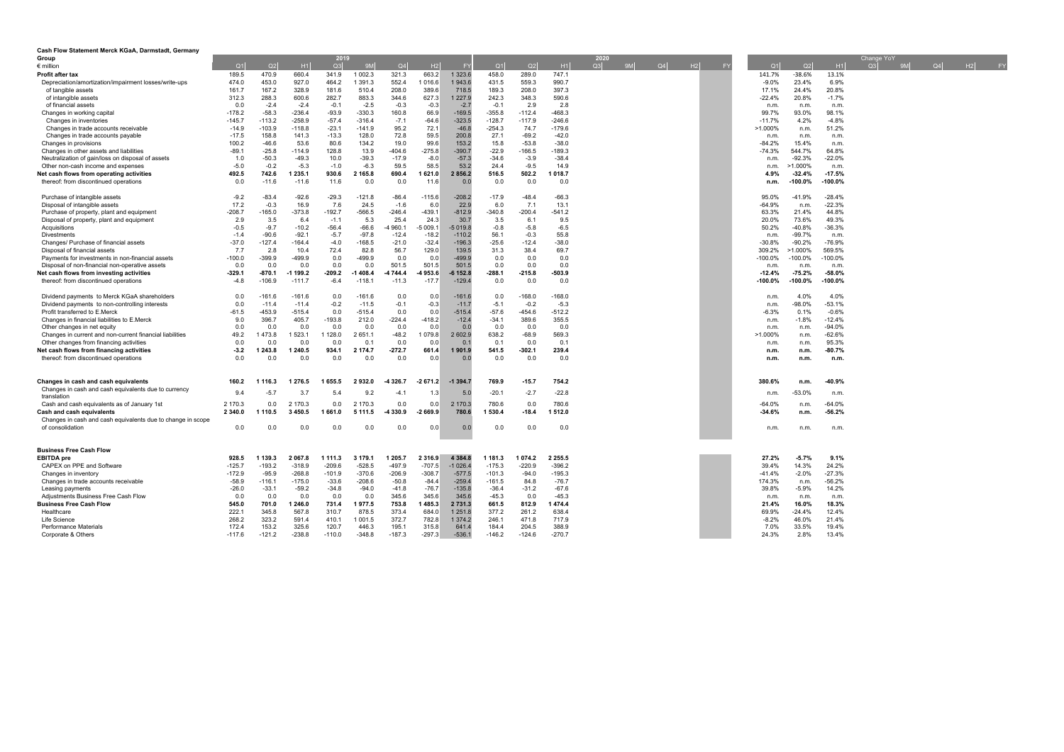**Cash Flow Statement Merck KGaA, Darmstadt, Germany**

| Group | 2019 | | | | | | | | 2020 | | | | | | | | | Change YoY | | | | | | | | |
|---|---|---|---|---|---|---|---|---|---|---|---|---|---|---|---|---|---|---|---|---|---|---|---|---|---|---|
| € million | Q1 | Q2 | H1 | Q3 | 9M | Q4 | H2 | FY | Q1 | Q2 | H1 | Q3 | 9M | Q4 | H2 | FY | | Q1 | Q2 | H1 | Q3 | 9M | Q4 | H2 | FY |
| **Profit after tax** | 189.5 | 470.9 | 660.4 | 341.9 | 1 002.3 | 321.3 | 663.2 | 1 323.6 | 458.0 | 289.0 | 747.1 | | | | | | | 141.7% | -38.6% | 13.1% | | | | | |
| Depreciation/amortization/impairment losses/write-ups | 474.0 | 453.0 | 927.0 | 464.2 | 1 391.3 | 552.4 | 1 016.6 | 1 943.6 | 431.5 | 559.3 | 990.7 | | | | | | | -9.0% | 23.4% | 6.9% | | | | | |
| of tangible assets | 161.7 | 167.2 | 328.9 | 181.6 | 510.4 | 208.0 | 389.6 | 718.5 | 189.3 | 208.0 | 397.3 | | | | | | | 17.1% | 24.4% | 20.8% | | | | | |
| of intangible assets | 312.3 | 288.3 | 600.6 | 282.7 | 883.3 | 344.6 | 627.3 | 1 227.9 | 242.3 | 348.3 | 590.6 | | | | | | | -22.4% | 20.8% | -1.7% | | | | | |
| of financial assets | 0.0 | -2.4 | -2.4 | -0.1 | -2.5 | -0.3 | -0.3 | -2.7 | -0.1 | 2.9 | 2.8 | | | | | | | n.m. | n.m. | n.m. | | | | | |
| Changes in working capital | -178.2 | -58.3 | -236.4 | -93.9 | -330.3 | 160.8 | 66.9 | -169.5 | -355.8 | -112.4 | -468.3 | | | | | | | 99.7% | 93.0% | 98.1% | | | | | |
| Changes in inventories | -145.7 | -113.2 | -258.9 | -57.4 | -316.4 | -7.1 | -64.6 | -323.5 | -128.7 | -117.9 | -246.6 | | | | | | | -11.7% | 4.2% | -4.8% | | | | | |
| Changes in trade accounts receivable | -14.9 | -103.9 | -118.8 | -23.1 | -141.9 | 95.2 | 72.1 | -46.8 | -254.3 | 74.7 | -179.6 | | | | | | | >1.000% | n.m. | 51.2% | | | | | |
| Changes in trade accounts payable | -17.5 | 158.8 | 141.3 | -13.3 | 128.0 | 72.8 | 59.5 | 200.8 | 27.1 | -69.2 | -42.0 | | | | | | | n.m. | n.m. | n.m. | | | | | |
| Changes in provisions | 100.2 | -46.6 | 53.6 | 80.6 | 134.2 | 19.0 | 99.6 | 153.2 | 15.8 | -53.8 | -38.0 | | | | | | | -84.2% | 15.4% | n.m. | | | | | |
| Changes in other assets and liabilities | -89.1 | -25.8 | -114.9 | 128.8 | 13.9 | -404.6 | -275.8 | -390.7 | -22.9 | -166.5 | -189.3 | | | | | | | -74.3% | 544.7% | 64.8% | | | | | |
| Neutralization of gain/loss on disposal of assets | 1.0 | -50.3 | -49.3 | 10.0 | -39.3 | -17.9 | -8.0 | -57.3 | -34.6 | -3.9 | -38.4 | | | | | | | n.m. | -92.3% | -22.0% | | | | | |
| Other non-cash income and expenses | -5.0 | -0.2 | -5.3 | -1.0 | -6.3 | 59.5 | 58.5 | 53.2 | 24.4 | -9.5 | 14.9 | | | | | | | n.m. | >1.000% | n.m. | | | | | |
| **Net cash flows from operating activities** | **492.5** | **742.6** | **1 235.1** | **930.6** | **2 165.8** | **690.4** | **1 621.0** | **2 856.2** | **516.5** | **502.2** | **1 018.7** | | | | | | | **4.9%** | **-32.4%** | **-17.5%** | | | | | |
| thereof: from discontinued operations | 0.0 | -11.6 | -11.6 | 11.6 | 0.0 | 0.0 | 11.6 | 0.0 | 0.0 | 0.0 | 0.0 | | | | | | | **n.m.** | **-100.0%** | **-100.0%** | | | | | |
| | | | | | | | | | | | | | | | | | | | | | | | | | |
| Purchase of intangible assets | -9.2 | -83.4 | -92.6 | -29.3 | -121.8 | -86.4 | -115.6 | -208.2 | -17.9 | -48.4 | -66.3 | | | | | | | 95.0% | -41.9% | -28.4% | | | | | |
| Disposal of intangible assets | 17.2 | -0.3 | 16.9 | 7.6 | 24.5 | -1.6 | 6.0 | 22.9 | 6.0 | 7.1 | 13.1 | | | | | | | -64.9% | n.m. | -22.3% | | | | | |
| Purchase of property, plant and equipment | -208.7 | -165.0 | -373.8 | -192.7 | -566.5 | -246.4 | -439.1 | -812.9 | -340.8 | -200.4 | -541.2 | | | | | | | 63.3% | 21.4% | 44.8% | | | | | |
| Disposal of property, plant and equipment | 2.9 | 3.5 | 6.4 | -1.1 | 5.3 | 25.4 | 24.3 | 30.7 | 3.5 | 6.1 | 9.5 | | | | | | | 20.0% | 73.6% | 49.3% | | | | | |
| Acquisitions | -0.5 | -9.7 | -10.2 | -56.4 | -66.6 | -4 960.1 | -5 009.1 | -5 019.8 | -0.8 | -5.8 | -6.5 | | | | | | | 50.2% | -40.8% | -36.3% | | | | | |
| Divestments | -1.4 | -90.6 | -92.1 | -5.7 | -97.8 | -12.4 | -18.2 | -110.2 | 56.1 | -0.3 | 55.8 | | | | | | | n.m. | -99.7% | n.m. | | | | | |
| Changes/ Purchase of financial assets | -37.0 | -127.4 | -164.4 | -4.0 | -168.5 | -21.0 | -32.4 | -196.3 | -25.6 | -12.4 | -38.0 | | | | | | | -30.8% | -90.2% | -76.9% | | | | | |
| Disposal of financial assets | 7.7 | 2.8 | 10.4 | 72.4 | 82.8 | 56.7 | 129.0 | 139.5 | 31.3 | 38.4 | 69.7 | | | | | | | 309.2% | >1.000% | 569.5% | | | | | |
| Payments for investments in non-financial assets | -100.0 | -399.9 | -499.9 | 0.0 | -499.9 | 0.0 | 0.0 | -499.9 | 0.0 | 0.0 | 0.0 | | | | | | | -100.0% | -100.0% | -100.0% | | | | | |
| Disposal of non-financial non-operative assets | 0.0 | 0.0 | 0.0 | 0.0 | 0.0 | 501.5 | 501.5 | 501.5 | 0.0 | 0.0 | 0.0 | | | | | | | n.m. | n.m. | n.m. | | | | | |
| **Net cash flows from investing activities** | **-329.1** | **-870.1** | **-1 199.2** | **-209.2** | **-1 408.4** | **-4 744.4** | **-4 953.6** | **-6 152.8** | **-288.1** | **-215.8** | **-503.9** | | | | | | | **-12.4%** | **-75.2%** | **-58.0%** | | | | | |
| thereof: from discontinued operations | -4.8 | -106.9 | -111.7 | -6.4 | -118.1 | -11.3 | -17.7 | -129.4 | 0.0 | 0.0 | 0.0 | | | | | | | **-100.0%** | **-100.0%** | **-100.0%** | | | | | |
| | | | | | | | | | | | | | | | | | | | | | | | | | |
| Dividend payments to Merck KGaA shareholders | 0.0 | -161.6 | -161.6 | 0.0 | -161.6 | 0.0 | 0.0 | -161.6 | 0.0 | -168.0 | -168.0 | | | | | | | n.m. | 4.0% | 4.0% | | | | | |
| Dividend payments to non-controlling interests | 0.0 | -11.4 | -11.4 | -0.2 | -11.5 | -0.1 | -0.3 | -11.7 | -5.1 | -0.2 | -5.3 | | | | | | | n.m. | -98.0% | -53.1% | | | | | |
| Profit transferred to E.Merck | -61.5 | -453.9 | -515.4 | 0.0 | -515.4 | 0.0 | 0.0 | -515.4 | -57.6 | -454.6 | -512.2 | | | | | | | -6.3% | 0.1% | -0.6% | | | | | |
| Changes in financial liabilities to E.Merck | 9.0 | 396.7 | 405.7 | -193.8 | 212.0 | -224.4 | -418.2 | -12.4 | -34.1 | 389.6 | 355.5 | | | | | | | n.m. | -1.8% | -12.4% | | | | | |
| Other changes in net equity | 0.0 | 0.0 | 0.0 | 0.0 | 0.0 | 0.0 | 0.0 | 0.0 | 0.0 | 0.0 | 0.0 | | | | | | | n.m. | n.m. | -94.0% | | | | | |
| Changes in current and non-current financial liabilities | 49.2 | 1 473.8 | 1 523.1 | 1 128.0 | 2 651.1 | -48.2 | 1 079.8 | 2 602.9 | 638.2 | -68.9 | 569.3 | | | | | | | >1.000% | n.m. | -62.6% | | | | | |
| Other changes from financing activities | 0.0 | 0.0 | 0.0 | 0.0 | 0.1 | 0.0 | 0.0 | 0.1 | 0.1 | 0.0 | 0.1 | | | | | | | n.m. | n.m. | 95.3% | | | | | |
| **Net cash flows from financing activities** | **-3.2** | **1 243.8** | **1 240.5** | **934.1** | **2 174.7** | **-272.7** | **661.4** | **1 901.9** | **541.5** | **-302.1** | **239.4** | | | | | | | **n.m.** | **n.m.** | **-80.7%** | | | | | |
| thereof: from discontinued operations | 0.0 | 0.0 | 0.0 | 0.0 | 0.0 | 0.0 | 0.0 | 0.0 | 0.0 | 0.0 | 0.0 | | | | | | | **n.m.** | **n.m.** | **n.m.** | | | | | |
| | | | | | | | | | | | | | | | | | | | | | | | | | |
| **Changes in cash and cash equivalents** | **160.2** | **1 116.3** | **1 276.5** | **1 655.5** | **2 932.0** | **-4 326.7** | **-2 671.2** | **-1 394.7** | **769.9** | **-15.7** | **754.2** | | | | | | | **380.6%** | **n.m.** | **-40.9%** | | | | | |
| Changes in cash and cash equivalents due to currency translation | 9.4 | -5.7 | 3.7 | 5.4 | 9.2 | -4.1 | 1.3 | 5.0 | -20.1 | -2.7 | -22.8 | | | | | | | n.m. | -53.0% | n.m. | | | | | |
| Cash and cash equivalents as of January 1st | 2 170.3 | 0.0 | 2 170.3 | 0.0 | 2 170.3 | 0.0 | 0.0 | 2 170.3 | 780.6 | 0.0 | 780.6 | | | | | | | -64.0% | n.m. | -64.0% | | | | | |
| **Cash and cash equivalents** | **2 340.0** | **1 110.5** | **3 450.5** | **1 661.0** | **5 111.5** | **-4 330.9** | **-2 669.9** | **780.6** | **1 530.4** | **-18.4** | **1 512.0** | | | | | | | **-34.6%** | **n.m.** | **-56.2%** | | | | | |
| Changes in cash and cash equivalents due to change in scope of consolidation | 0.0 | 0.0 | 0.0 | 0.0 | 0.0 | 0.0 | 0.0 | 0.0 | 0.0 | 0.0 | 0.0 | | | | | | | n.m. | n.m. | n.m. | | | | | |
| | | | | | | | | | | | | | | | | | | | | | | | | | |
| **Business Free Cash Flow** | | | | | | | | | | | | | | | | | | | | | | | | | |
| **EBITDA pre** | **928.5** | **1 139.3** | **2 067.8** | **1 111.3** | **3 179.1** | **1 205.7** | **2 316.9** | **4 384.8** | **1 181.3** | **1 074.2** | **2 255.5** | | | | | | | **27.2%** | **-5.7%** | **9.1%** | | | | | |
| CAPEX on PPE and Software | -125.7 | -193.2 | -318.9 | -209.6 | -528.5 | -497.9 | -707.5 | -1 026.4 | -175.3 | -220.9 | -396.2 | | | | | | | 39.4% | 14.3% | 24.2% | | | | | |
| Changes in inventory | -172.9 | -95.9 | -268.8 | -101.9 | -370.6 | -206.9 | -308.7 | -577.5 | -101.3 | -94.0 | -195.3 | | | | | | | -41.4% | -2.0% | -27.3% | | | | | |
| Changes in trade accounts receivable | -58.9 | -116.1 | -175.0 | -33.6 | -208.6 | -50.8 | -84.4 | -259.4 | -161.5 | 84.8 | -76.7 | | | | | | | 174.3% | n.m. | -56.2% | | | | | |
| Leasing payments | -26.0 | -33.1 | -59.2 | -34.8 | -94.0 | -41.8 | -76.7 | -135.8 | -36.4 | -31.2 | -67.6 | | | | | | | 39.8% | -5.9% | 14.2% | | | | | |
| Adjustments Business Free Cash Flow | 0.0 | 0.0 | 0.0 | 0.0 | 0.0 | 345.6 | 345.6 | 345.6 | -45.3 | 0.0 | -45.3 | | | | | | | n.m. | n.m. | n.m. | | | | | |
| **Business Free Cash Flow** | **545.0** | **701.0** | **1 246.0** | **731.4** | **1 977.5** | **753.8** | **1 485.3** | **2 731.3** | **661.5** | **812.9** | **1 474.4** | | | | | | | **21.4%** | **16.0%** | **18.3%** | | | | | |
| Healthcare | 222.1 | 345.8 | 567.8 | 310.7 | 878.5 | 373.4 | 684.0 | 1 251.8 | 377.2 | 261.2 | 638.4 | | | | | | | 69.9% | -24.4% | 12.4% | | | | | |
| Life Science | 268.2 | 323.2 | 591.4 | 410.1 | 1 001.5 | 372.7 | 782.8 | 1 374.2 | 246.1 | 471.8 | 717.9 | | | | | | | -8.2% | 46.0% | 21.4% | | | | | |
| Performance Materials | 172.4 | 153.2 | 325.6 | 120.7 | 446.3 | 195.1 | 315.8 | 641.4 | 184.4 | 204.5 | 388.9 | | | | | | | 7.0% | 33.5% | 19.4% | | | | | |
| Corporate & Others | -117.6 | -121.2 | -238.8 | -110.0 | -348.8 | -187.3 | -297.3 | -536.1 | -146.2 | -124.6 | -270.7 | | | | | | | 24.3% | 2.8% | 13.4% | | | | | |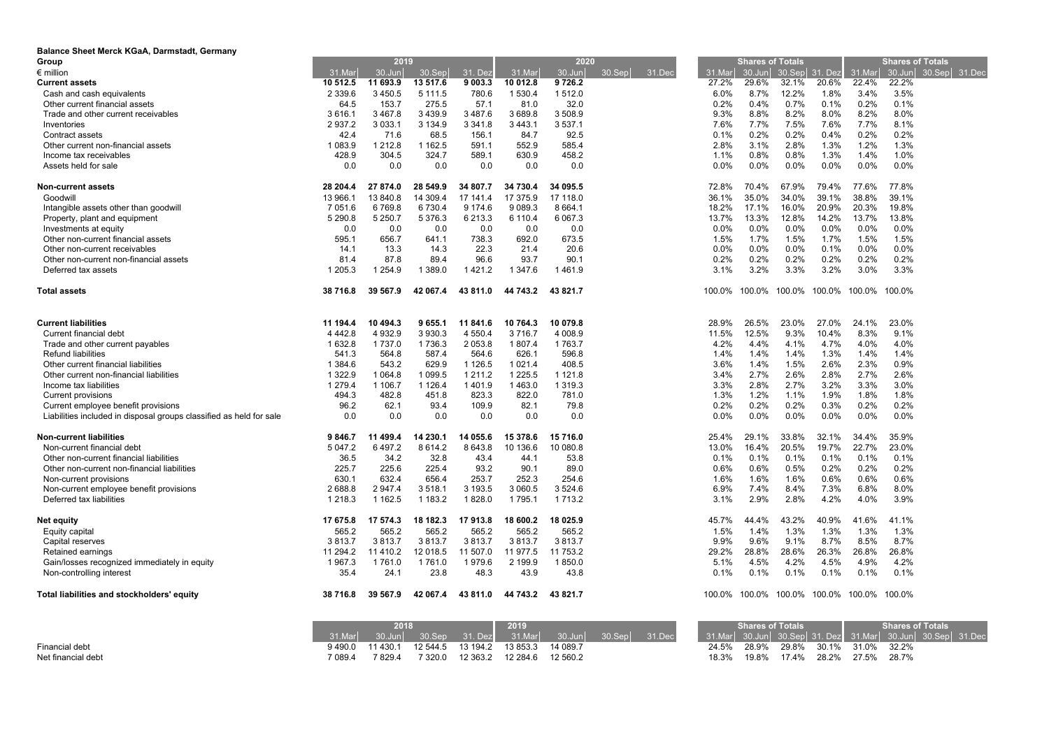**Balance Sheet Merck KGaA, Darmstadt, Germany**

| Group | 2019 | | | | 2020 | | | | Shares of Totals | | | | Shares of Totals | | | |
|---|---|---|---|---|---|---|---|---|---|---|---|---|---|---|---|---|
| € million | 31.Mar | 30.Jun | 30.Sep | 31. Dez | 31.Mar | 30.Jun | 30.Sep | 31.Dec | 31.Mar | 30.Jun | 30.Sep | 31. Dez | 31.Mar | 30.Jun | 30.Sep | 31.Dec |
| **Current assets** | **10 512.5** | **11 693.9** | **13 517.6** | **9 003.3** | **10 012.8** | **9 726.2** | | | 27.2% | 29.6% | 32.1% | 20.6% | 22.4% | 22.2% | | |
| Cash and cash equivalents | 2 339.6 | 3 450.5 | 5 111.5 | 780.6 | 1 530.4 | 1 512.0 | | | 6.0% | 8.7% | 12.2% | 1.8% | 3.4% | 3.5% | | |
| Other current financial assets | 64.5 | 153.7 | 275.5 | 57.1 | 81.0 | 32.0 | | | 0.2% | 0.4% | 0.7% | 0.1% | 0.2% | 0.1% | | |
| Trade and other current receivables | 3 616.1 | 3 467.8 | 3 439.9 | 3 487.6 | 3 689.8 | 3 508.9 | | | 9.3% | 8.8% | 8.2% | 8.0% | 8.2% | 8.0% | | |
| Inventories | 2 937.2 | 3 033.1 | 3 134.9 | 3 341.8 | 3 443.1 | 3 537.1 | | | 7.6% | 7.7% | 7.5% | 7.6% | 7.7% | 8.1% | | |
| Contract assets | 42.4 | 71.6 | 68.5 | 156.1 | 84.7 | 92.5 | | | 0.1% | 0.2% | 0.2% | 0.4% | 0.2% | 0.2% | | |
| Other current non-financial assets | 1 083.9 | 1 212.8 | 1 162.5 | 591.1 | 552.9 | 585.4 | | | 2.8% | 3.1% | 2.8% | 1.3% | 1.2% | 1.3% | | |
| Income tax receivables | 428.9 | 304.5 | 324.7 | 589.1 | 630.9 | 458.2 | | | 1.1% | 0.8% | 0.8% | 1.3% | 1.4% | 1.0% | | |
| Assets held for sale | 0.0 | 0.0 | 0.0 | 0.0 | 0.0 | 0.0 | | | 0.0% | 0.0% | 0.0% | 0.0% | 0.0% | 0.0% | | |
| **Non-current assets** | **28 204.4** | **27 874.0** | **28 549.9** | **34 807.7** | **34 730.4** | **34 095.5** | | | 72.8% | 70.4% | 67.9% | 79.4% | 77.6% | 77.8% | | |
| Goodwill | 13 966.1 | 13 840.8 | 14 309.4 | 17 141.4 | 17 375.9 | 17 118.0 | | | 36.1% | 35.0% | 34.0% | 39.1% | 38.8% | 39.1% | | |
| Intangible assets other than goodwill | 7 051.6 | 6 769.8 | 6 730.4 | 9 174.6 | 9 089.3 | 8 664.1 | | | 18.2% | 17.1% | 16.0% | 20.9% | 20.3% | 19.8% | | |
| Property, plant and equipment | 5 290.8 | 5 250.7 | 5 376.3 | 6 213.3 | 6 110.4 | 6 067.3 | | | 13.7% | 13.3% | 12.8% | 14.2% | 13.7% | 13.8% | | |
| Investments at equity | 0.0 | 0.0 | 0.0 | 0.0 | 0.0 | 0.0 | | | 0.0% | 0.0% | 0.0% | 0.0% | 0.0% | 0.0% | | |
| Other non-current financial assets | 595.1 | 656.7 | 641.1 | 738.3 | 692.0 | 673.5 | | | 1.5% | 1.7% | 1.5% | 1.7% | 1.5% | 1.5% | | |
| Other non-current receivables | 14.1 | 13.3 | 14.3 | 22.3 | 21.4 | 20.6 | | | 0.0% | 0.0% | 0.0% | 0.1% | 0.0% | 0.0% | | |
| Other non-current non-financial assets | 81.4 | 87.8 | 89.4 | 96.6 | 93.7 | 90.1 | | | 0.2% | 0.2% | 0.2% | 0.2% | 0.2% | 0.2% | | |
| Deferred tax assets | 1 205.3 | 1 254.9 | 1 389.0 | 1 421.2 | 1 347.6 | 1 461.9 | | | 3.1% | 3.2% | 3.3% | 3.2% | 3.0% | 3.3% | | |
| **Total assets** | **38 716.8** | **39 567.9** | **42 067.4** | **43 811.0** | **44 743.2** | **43 821.7** | | | 100.0% | 100.0% | 100.0% | 100.0% | 100.0% | 100.0% | | |
| **Current liabilities** | **11 194.4** | **10 494.3** | **9 655.1** | **11 841.6** | **10 764.3** | **10 079.8** | | | 28.9% | 26.5% | 23.0% | 27.0% | 24.1% | 23.0% | | |
| Current financial debt | 4 442.8 | 4 932.9 | 3 930.3 | 4 550.4 | 3 716.7 | 4 008.9 | | | 11.5% | 12.5% | 9.3% | 10.4% | 8.3% | 9.1% | | |
| Trade and other current payables | 1 632.8 | 1 737.0 | 1 736.3 | 2 053.8 | 1 807.4 | 1 763.7 | | | 4.2% | 4.4% | 4.1% | 4.7% | 4.0% | 4.0% | | |
| Refund liabilities | 541.3 | 564.8 | 587.4 | 564.6 | 626.1 | 596.8 | | | 1.4% | 1.4% | 1.4% | 1.3% | 1.4% | 1.4% | | |
| Other current financial liabilities | 1 384.6 | 543.2 | 629.9 | 1 126.5 | 1 021.4 | 408.5 | | | 3.6% | 1.4% | 1.5% | 2.6% | 2.3% | 0.9% | | |
| Other current non-financial liabilities | 1 322.9 | 1 064.8 | 1 099.5 | 1 211.2 | 1 225.5 | 1 121.8 | | | 3.4% | 2.7% | 2.6% | 2.8% | 2.7% | 2.6% | | |
| Income tax liabilities | 1 279.4 | 1 106.7 | 1 126.4 | 1 401.9 | 1 463.0 | 1 319.3 | | | 3.3% | 2.8% | 2.7% | 3.2% | 3.3% | 3.0% | | |
| Current provisions | 494.3 | 482.8 | 451.8 | 823.3 | 822.0 | 781.0 | | | 1.3% | 1.2% | 1.1% | 1.9% | 1.8% | 1.8% | | |
| Current employee benefit provisions | 96.2 | 62.1 | 93.4 | 109.9 | 82.1 | 79.8 | | | 0.2% | 0.2% | 0.2% | 0.3% | 0.2% | 0.2% | | |
| Liabilities included in disposal groups classified as held for sale | 0.0 | 0.0 | 0.0 | 0.0 | 0.0 | 0.0 | | | 0.0% | 0.0% | 0.0% | 0.0% | 0.0% | 0.0% | | |
| **Non-current liabilities** | **9 846.7** | **11 499.4** | **14 230.1** | **14 055.6** | **15 378.6** | **15 716.0** | | | 25.4% | 29.1% | 33.8% | 32.1% | 34.4% | 35.9% | | |
| Non-current financial debt | 5 047.2 | 6 497.2 | 8 614.2 | 8 643.8 | 10 136.6 | 10 080.8 | | | 13.0% | 16.4% | 20.5% | 19.7% | 22.7% | 23.0% | | |
| Other non-current financial liabilities | 36.5 | 34.2 | 32.8 | 43.4 | 44.1 | 53.8 | | | 0.1% | 0.1% | 0.1% | 0.1% | 0.1% | 0.1% | | |
| Other non-current non-financial liabilities | 225.7 | 225.6 | 225.4 | 93.2 | 90.1 | 89.0 | | | 0.6% | 0.6% | 0.5% | 0.2% | 0.2% | 0.2% | | |
| Non-current provisions | 630.1 | 632.4 | 656.4 | 253.7 | 252.3 | 254.6 | | | 1.6% | 1.6% | 1.6% | 0.6% | 0.6% | 0.6% | | |
| Non-current employee benefit provisions | 2 688.8 | 2 947.4 | 3 518.1 | 3 193.5 | 3 060.5 | 3 524.6 | | | 6.9% | 7.4% | 8.4% | 7.3% | 6.8% | 8.0% | | |
| Deferred tax liabilities | 1 218.3 | 1 162.5 | 1 183.2 | 1 828.0 | 1 795.1 | 1 713.2 | | | 3.1% | 2.9% | 2.8% | 4.2% | 4.0% | 3.9% | | |
| **Net equity** | **17 675.8** | **17 574.3** | **18 182.3** | **17 913.8** | **18 600.2** | **18 025.9** | | | 45.7% | 44.4% | 43.2% | 40.9% | 41.6% | 41.1% | | |
| Equity capital | 565.2 | 565.2 | 565.2 | 565.2 | 565.2 | 565.2 | | | 1.5% | 1.4% | 1.3% | 1.3% | 1.3% | 1.3% | | |
| Capital reserves | 3 813.7 | 3 813.7 | 3 813.7 | 3 813.7 | 3 813.7 | 3 813.7 | | | 9.9% | 9.6% | 9.1% | 8.7% | 8.5% | 8.7% | | |
| Retained earnings | 11 294.2 | 11 410.2 | 12 018.5 | 11 507.0 | 11 977.5 | 11 753.2 | | | 29.2% | 28.8% | 28.6% | 26.3% | 26.8% | 26.8% | | |
| Gain/losses recognized immediately in equity | 1 967.3 | 1 761.0 | 1 761.0 | 1 979.6 | 2 199.9 | 1 850.0 | | | 5.1% | 4.5% | 4.2% | 4.5% | 4.9% | 4.2% | | |
| Non-controlling interest | 35.4 | 24.1 | 23.8 | 48.3 | 43.9 | 43.8 | | | 0.1% | 0.1% | 0.1% | 0.1% | 0.1% | 0.1% | | |
| **Total liabilities and stockholders' equity** | **38 716.8** | **39 567.9** | **42 067.4** | **43 811.0** | **44 743.2** | **43 821.7** | | | 100.0% | 100.0% | 100.0% | 100.0% | 100.0% | 100.0% | | |

| | 2018 | | | | 2019 | | | | Shares of Totals | | | | Shares of Totals | | | |
|---|---|---|---|---|---|---|---|---|---|---|---|---|---|---|---|---|
| | 31.Mar | 30.Jun | 30.Sep | 31. Dez | 31.Mar | 30.Jun | 30.Sep | 31.Dec | 31.Mar | 30.Jun | 30.Sep | 31. Dez | 31.Mar | 30.Jun | 30.Sep | 31.Dec |
| Financial debt | 9 490.0 | 11 430.1 | 12 544.5 | 13 194.2 | 13 853.3 | 14 089.7 | | | 24.5% | 28.9% | 29.8% | 30.1% | 31.0% | 32.2% | | |
| Net financial debt | 7 089.4 | 7 829.4 | 7 320.0 | 12 363.2 | 12 284.6 | 12 560.2 | | | 18.3% | 19.8% | 17.4% | 28.2% | 27.5% | 28.7% | | |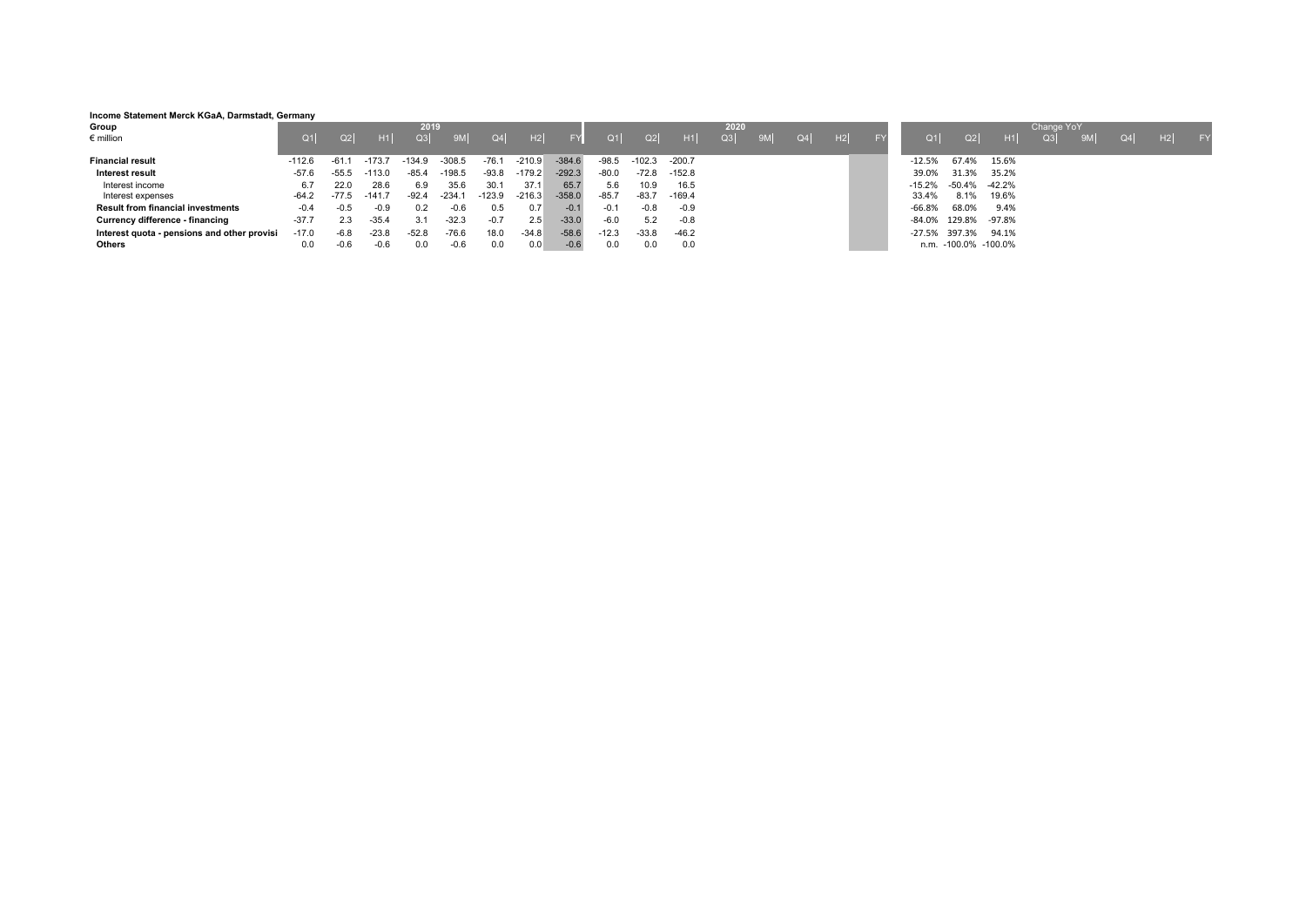**Income Statement Merck KGaA, Darmstadt, Germany**

| Group | 2019 | | | | | | | | 2020 | | | | | | | | Change YoY | | | | | | | |
|---|---|---|---|---|---|---|---|---|---|---|---|---|---|---|---|---|---|---|---|---|---|---|---|---|
| € million | Q1 | Q2 | H1 | Q3 | 9M | Q4 | H2 | FY | Q1 | Q2 | H1 | Q3 | 9M | Q4 | H2 | FY | Q1 | Q2 | H1 | Q3 | 9M | Q4 | H2 | FY |
| **Financial result** | -112.6 | -61.1 | -173.7 | -134.9 | -308.5 | -76.1 | -210.9 | -384.6 | -98.5 | -102.3 | -200.7 | | | | | | -12.5% | 67.4% | 15.6% | | | | | |
| **Interest result** | -57.6 | -55.5 | -113.0 | -85.4 | -198.5 | -93.8 | -179.2 | -292.3 | -80.0 | -72.8 | -152.8 | | | | | | 39.0% | 31.3% | 35.2% | | | | | |
| Interest income | 6.7 | 22.0 | 28.6 | 6.9 | 35.6 | 30.1 | 37.1 | 65.7 | 5.6 | 10.9 | 16.5 | | | | | | -15.2% | -50.4% | -42.2% | | | | | |
| Interest expenses | -64.2 | -77.5 | -141.7 | -92.4 | -234.1 | -123.9 | -216.3 | -358.0 | -85.7 | -83.7 | -169.4 | | | | | | 33.4% | 8.1% | 19.6% | | | | | |
| **Result from financial investments** | -0.4 | -0.5 | -0.9 | 0.2 | -0.6 | 0.5 | 0.7 | -0.1 | -0.1 | -0.8 | -0.9 | | | | | | -66.8% | 68.0% | 9.4% | | | | | |
| **Currency difference - financing** | -37.7 | 2.3 | -35.4 | 3.1 | -32.3 | -0.7 | 2.5 | -33.0 | -6.0 | 5.2 | -0.8 | | | | | | -84.0% | 129.8% | -97.8% | | | | | |
| **Interest quota - pensions and other provisi** | -17.0 | -6.8 | -23.8 | -52.8 | -76.6 | 18.0 | -34.8 | -58.6 | -12.3 | -33.8 | -46.2 | | | | | | -27.5% | 397.3% | 94.1% | | | | | |
| **Others** | 0.0 | -0.6 | -0.6 | 0.0 | -0.6 | 0.0 | 0.0 | -0.6 | 0.0 | 0.0 | 0.0 | | | | | | n.m. | -100.0% | -100.0% | | | | | |